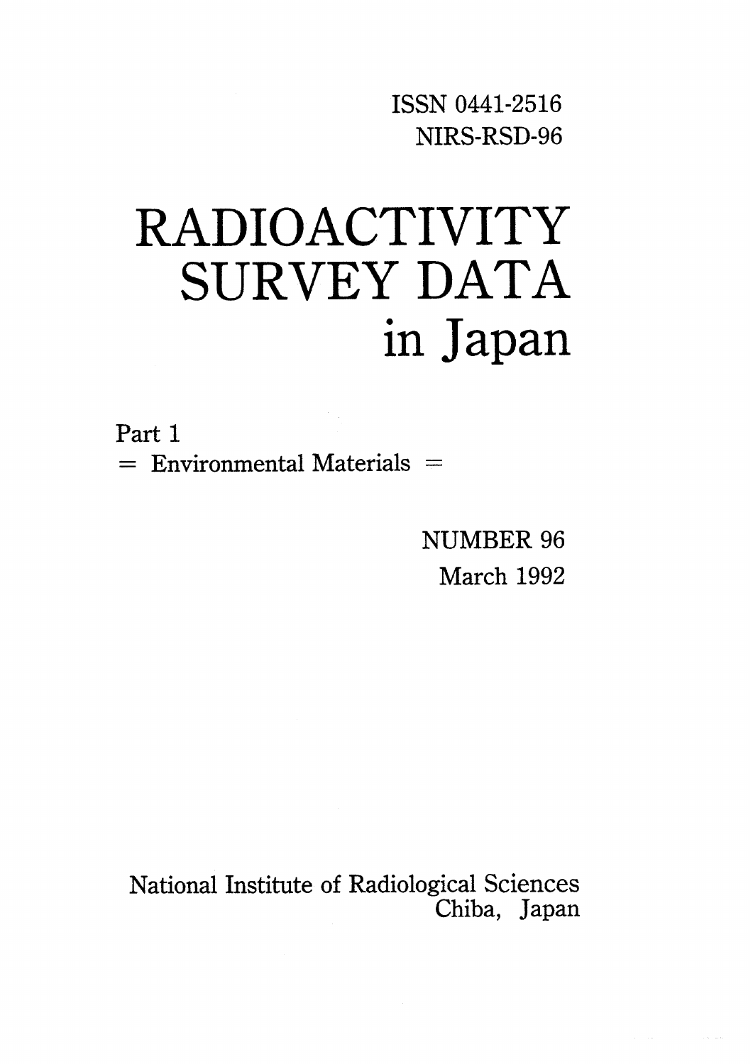ISSN 0441-2516

NIRS-RSD-96

# RADIOACTIVITY SURVEY DATA in Japan

Part 1

= Environmental Materials =

NUMBER 96

March 1992

National Institute of Radiological Sciences

Chiba, Japan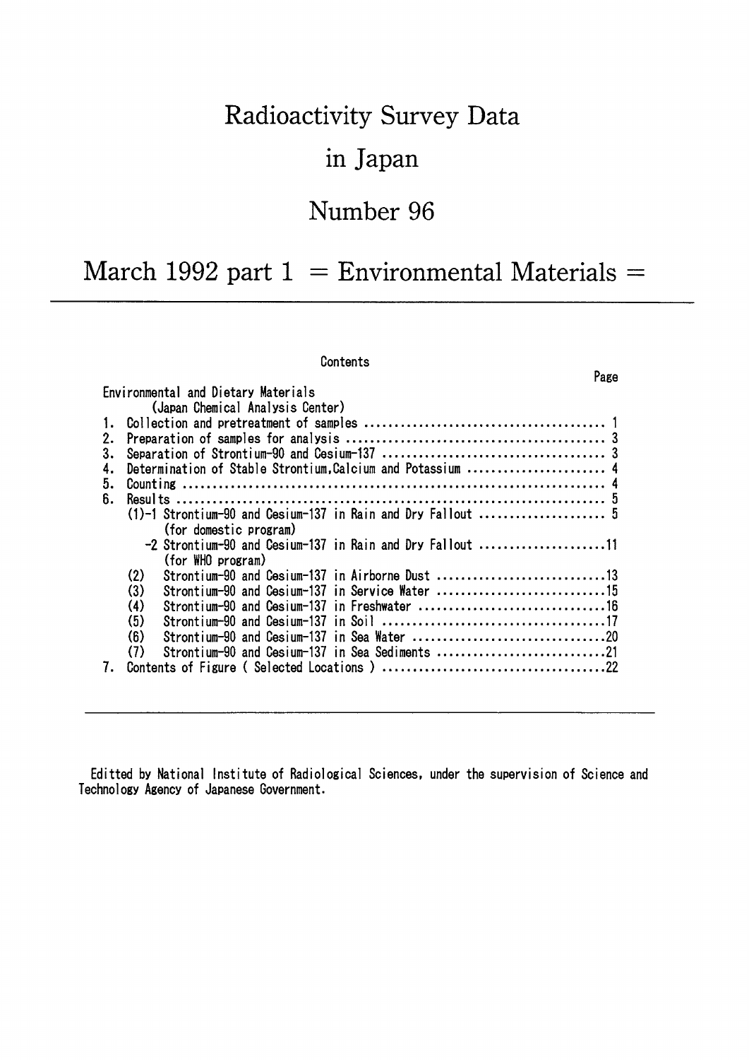# Radioactivity Survey Data

# in Japan

# Number 96

# March 1992 part 1 = Environmental Materials =

---

Contents

| | Page |
|---|---|
| Environmental and Dietary Materials<br>(Japan Chemical Analysis Center) | |
| 1. Collection and pretreatment of samples | 1 |
| 2. Preparation of samples for analysis | 3 |
| 3. Separation of Strontium-90 and Cesium-137 | 3 |
| 4. Determination of Stable Strontium, Calcium and Potassium | 4 |
| 5. Counting | 4 |
| 6. Results | 5 |
| (1)-1 Strontium-90 and Cesium-137 in Rain and Dry Fallout (for domestic program) | 5 |
| -2 Strontium-90 and Cesium-137 in Rain and Dry Fallout (for WHO program) | 11 |
| (2) Strontium-90 and Cesium-137 in Airborne Dust | 13 |
| (3) Strontium-90 and Cesium-137 in Service Water | 15 |
| (4) Strontium-90 and Cesium-137 in Freshwater | 16 |
| (5) Strontium-90 and Cesium-137 in Soil | 17 |
| (6) Strontium-90 and Cesium-137 in Sea Water | 20 |
| (7) Strontium-90 and Cesium-137 in Sea Sediments | 21 |
| 7. Contents of Figure ( Selected Locations ) | 22 |

---

Editted by National Institute of Radiological Sciences, under the supervision of Science and Technology Agency of Japanese Government.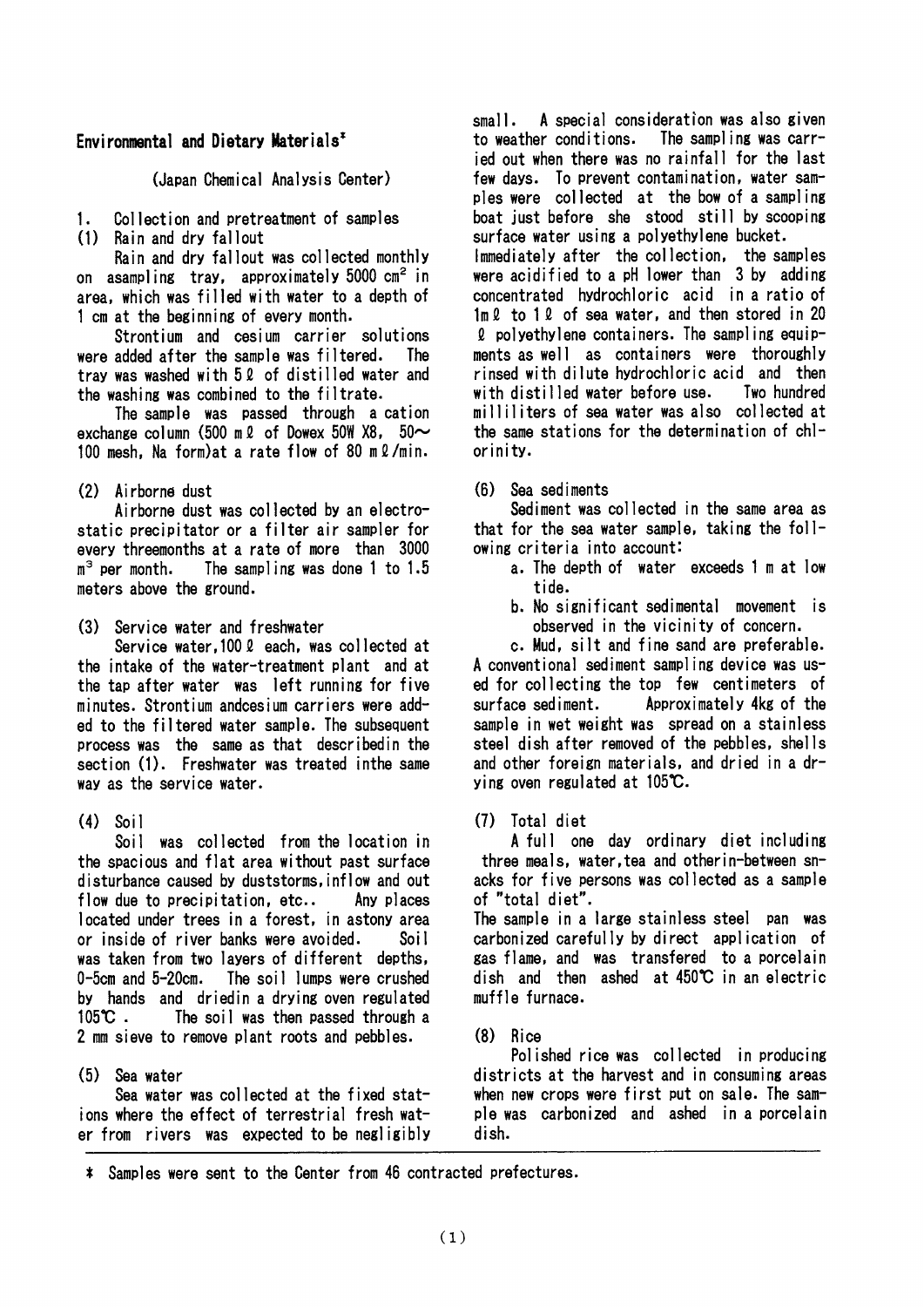## Environmental and Dietary Materials*

(Japan Chemical Analysis Center)

### 1. Collection and pretreatment of samples

#### (1) Rain and dry fallout

Rain and dry fallout was collected monthly on asampling tray, approximately 5000 $cm^2$ in area, which was filled with water to a depth of 1 cm at the beginning of every month.

Strontium and cesium carrier solutions were added after the sample was filtered. The tray was washed with 5 ℓ of distilled water and the washing was combined to the filtrate.

The sample was passed through a cation exchange column (500 mℓ of Dowex 50W X8, 50~100 mesh, Na form)at a rate flow of 80 mℓ/min.

#### (2) Airborne dust

Airborne dust was collected by an electrostatic precipitator or a filter air sampler for every threemonths at a rate of more than 3000 $m^3$ per month. The sampling was done 1 to 1.5 meters above the ground.

#### (3) Service water and freshwater

Service water,100 ℓ each, was collected at the intake of the water-treatment plant and at the tap after water was left running for five minutes. Strontium andcesium carriers were added to the filtered water sample. The subsequent process was the same as that describedin the section (1). Freshwater was treated inthe same way as the service water.

#### (4) Soil

Soil was collected from the location in the spacious and flat area without past surface disturbance caused by duststorms,inflow and out flow due to precipitation, etc.. Any places located under trees in a forest, in astony area or inside of river banks were avoided. Soil was taken from two layers of different depths, 0-5cm and 5-20cm. The soil lumps were crushed by hands and driedin a drying oven regulated 105℃. The soil was then passed through a 2 mm sieve to remove plant roots and pebbles.

#### (5) Sea water

Sea water was collected at the fixed stations where the effect of terrestrial fresh water from rivers was expected to be negligibly small. A special consideration was also given to weather conditions. The sampling was carried out when there was no rainfall for the last few days. To prevent contamination, water samples were collected at the bow of a sampling boat just before she stood still by scooping surface water using a polyethylene bucket.
Immediately after the collection, the samples were acidified to a pH lower than 3 by adding concentrated hydrochloric acid in a ratio of 1mℓ to 1ℓ of sea water, and then stored in 20 ℓ polyethylene containers. The sampling equipments as well as containers were thoroughly rinsed with dilute hydrochloric acid and then with distilled water before use. Two hundred milliliters of sea water was also collected at the same stations for the determination of chlorinity.

#### (6) Sea sediments

Sediment was collected in the same area as that for the sea water sample, taking the following criteria into account:

a. The depth of water exceeds 1 m at low tide.
b. No significant sedimental movement is observed in the vicinity of concern.
c. Mud, silt and fine sand are preferable.

A conventional sediment sampling device was used for collecting the top few centimeters of surface sediment. Approximately 4kg of the sample in wet weight was spread on a stainless steel dish after removed of the pebbles, shells and other foreign materials, and dried in a drying oven regulated at 105℃.

#### (7) Total diet

A full one day ordinary diet including three meals, water,tea and otherin-between snacks for five persons was collected as a sample of "total diet".
The sample in a large stainless steel pan was carbonized carefully by direct application of gas flame, and was transfered to a porcelain dish and then ashed at 450℃ in an electric muffle furnace.

#### (8) Rice

Polished rice was collected in producing districts at the harvest and in consuming areas when new crops were first put on sale. The sample was carbonized and ashed in a porcelain dish.

---

\* Samples were sent to the Center from 46 contracted prefectures.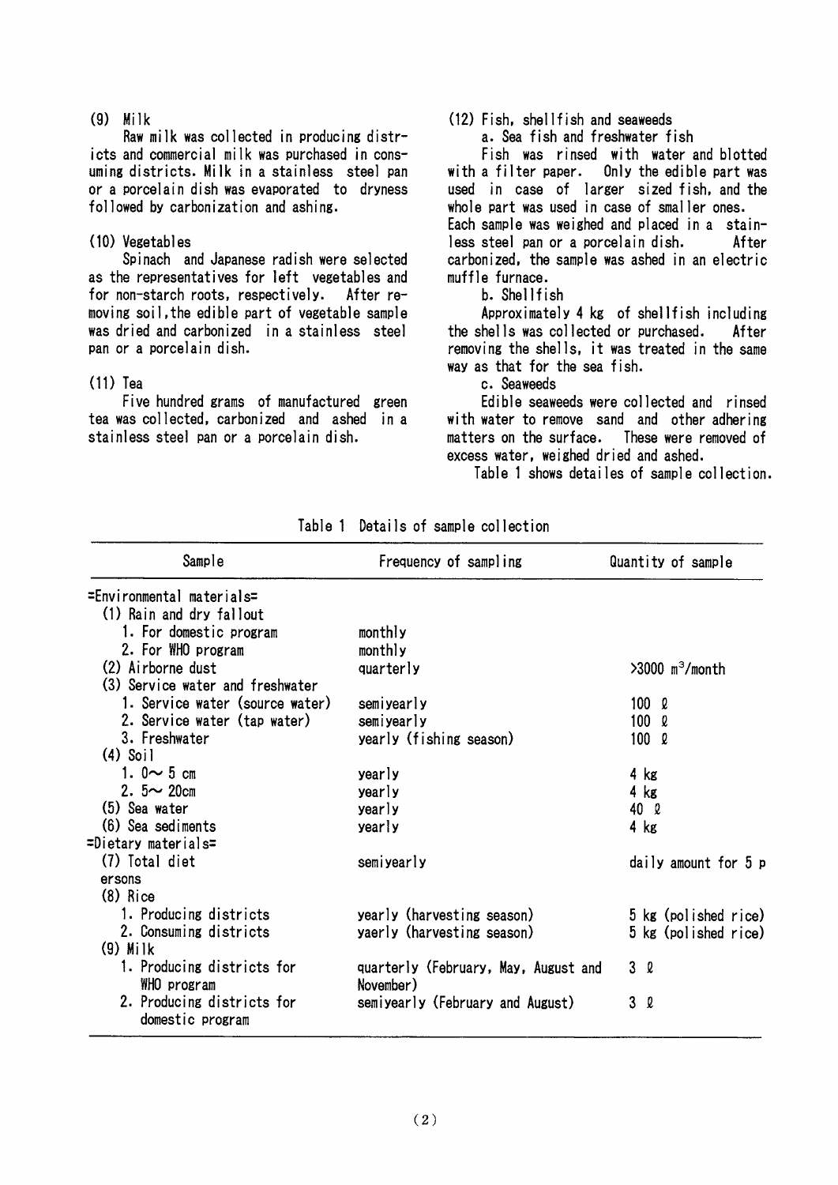(9) Milk

Raw milk was collected in producing districts and commercial milk was purchased in consuming districts. Milk in a stainless steel pan or a porcelain dish was evaporated to dryness followed by carbonization and ashing.

(10) Vegetables

Spinach and Japanese radish were selected as the representatives for left vegetables and for non-starch roots, respectively. After removing soil, the edible part of vegetable sample was dried and carbonized in a stainless steel pan or a porcelain dish.

(11) Tea

Five hundred grams of manufactured green tea was collected, carbonized and ashed in a stainless steel pan or a porcelain dish.

(12) Fish, shellfish and seaweeds

a. Sea fish and freshwater fish

Fish was rinsed with water and blotted with a filter paper. Only the edible part was used in case of larger sized fish, and the whole part was used in case of smaller ones. Each sample was weighed and placed in a stainless steel pan or a porcelain dish. After carbonized, the sample was ashed in an electric muffle furnace.

b. Shellfish

Approximately 4 kg of shellfish including the shells was collected or purchased. After removing the shells, it was treated in the same way as that for the sea fish.

c. Seaweeds

Edible seaweeds were collected and rinsed with water to remove sand and other adhering matters on the surface. These were removed of excess water, weighed dried and ashed.

Table 1 shows detailes of sample collection.

Table 1 Details of sample collection

| Sample | Frequency of sampling | Quantity of sample |
|---|---|---|
| =Environmental materials= | | |
| (1) Rain and dry fallout | | |
| 1. For domestic program | monthly | |
| 2. For WHO program | monthly | |
| (2) Airborne dust | quarterly | >3000 $m^3$/month |
| (3) Service water and freshwater | | |
| 1. Service water (source water) | semiyearly | 100 ℓ |
| 2. Service water (tap water) | semiyearly | 100 ℓ |
| 3. Freshwater | yearly (fishing season) | 100 ℓ |
| (4) Soil | | |
| 1. 0～5 cm | yearly | 4 kg |
| 2. 5～20cm | yearly | 4 kg |
| (5) Sea water | yearly | 40 ℓ |
| (6) Sea sediments | yearly | 4 kg |
| =Dietary materials= | | |
| (7) Total diet | semiyearly | daily amount for 5 persons |
| (8) Rice | | |
| 1. Producing districts | yearly (harvesting season) | 5 kg (polished rice) |
| 2. Consuming districts | yaerly (harvesting season) | 5 kg (polished rice) |
| (9) Milk | | |
| 1. Producing districts for WHO program | quarterly (February, May, August and November) | 3 ℓ |
| 2. Producing districts for domestic program | semiyearly (February and August) | 3 ℓ |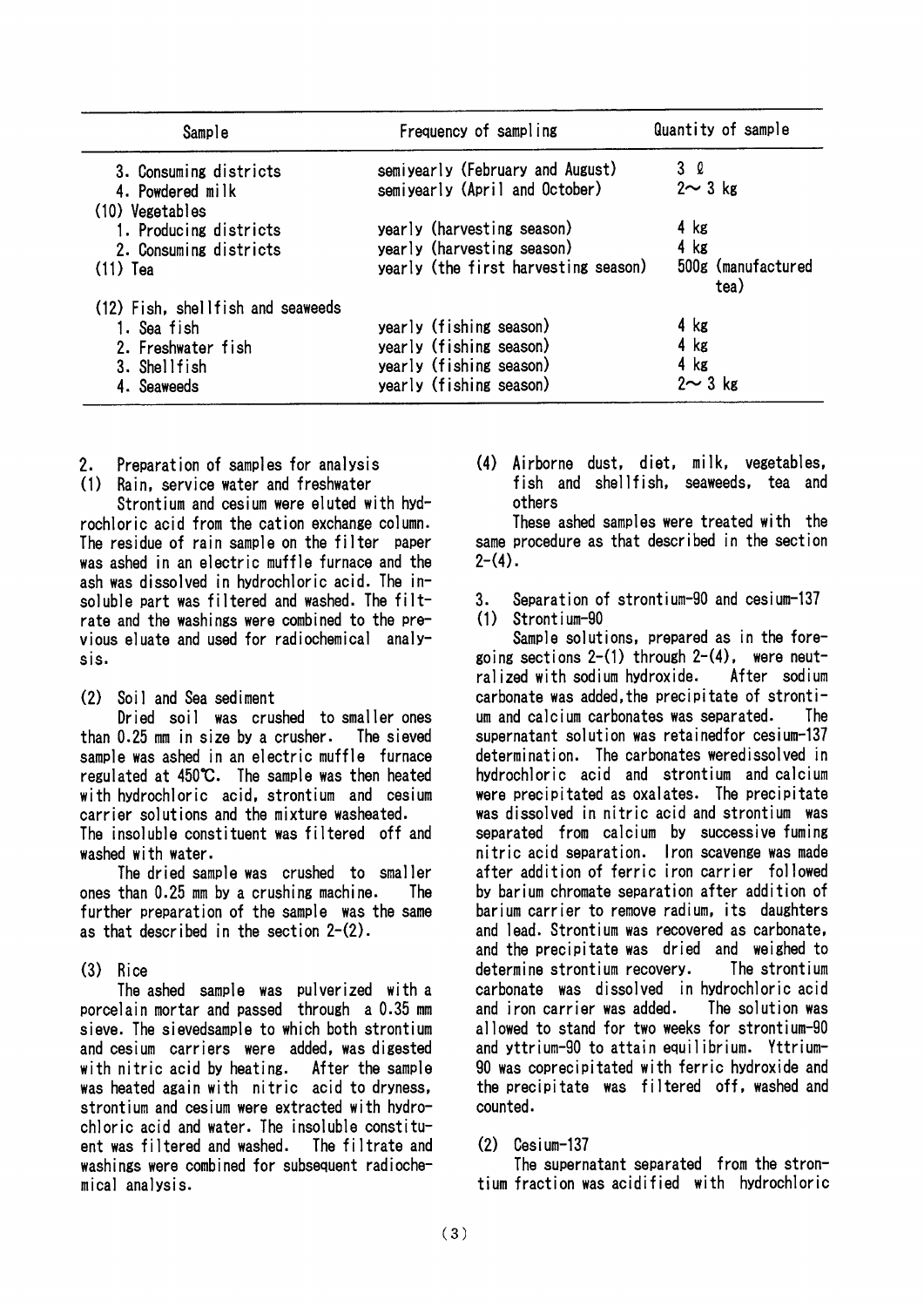| Sample | Frequency of sampling | Quantity of sample |
|---|---|---|
| 3. Consuming districts | semiyearly (February and August) | 3 ℓ |
| 4. Powdered milk | semiyearly (April and October) | 2～3 kg |
| (10) Vegetables | | |
| 1. Producing districts | yearly (harvesting season) | 4 kg |
| 2. Consuming districts | yearly (harvesting season) | 4 kg |
| (11) Tea | yearly (the first harvesting season) | 500g (manufactured tea) |
| (12) Fish, shellfish and seaweeds | | |
| 1. Sea fish | yearly (fishing season) | 4 kg |
| 2. Freshwater fish | yearly (fishing season) | 4 kg |
| 3. Shellfish | yearly (fishing season) | 4 kg |
| 4. Seaweeds | yearly (fishing season) | 2～3 kg |

## 2. Preparation of samples for analysis

### (1) Rain, service water and freshwater

Strontium and cesium were eluted with hydrochloric acid from the cation exchange column. The residue of rain sample on the filter paper was ashed in an electric muffle furnace and the ash was dissolved in hydrochloric acid. The insoluble part was filtered and washed. The filtrate and the washings were combined to the previous eluate and used for radiochemical analysis.

### (2) Soil and Sea sediment

Dried soil was crushed to smaller ones than 0.25 mm in size by a crusher. The sieved sample was ashed in an electric muffle furnace regulated at 450℃. The sample was then heated with hydrochloric acid, strontium and cesium carrier solutions and the mixture washeated. The insoluble constituent was filtered off and washed with water.

The dried sample was crushed to smaller ones than 0.25 mm by a crushing machine. The further preparation of the sample was the same as that described in the section 2-(2).

### (3) Rice

The ashed sample was pulverized with a porcelain mortar and passed through a 0.35 mm sieve. The sievedsample to which both strontium and cesium carriers were added, was digested with nitric acid by heating. After the sample was heated again with nitric acid to dryness, strontium and cesium were extracted with hydrochloric acid and water. The insoluble constituent was filtered and washed. The filtrate and washings were combined for subsequent radiochemical analysis.

### (4) Airborne dust, diet, milk, vegetables, fish and shellfish, seaweeds, tea and others

These ashed samples were treated with the same procedure as that described in the section 2-(4).

## 3. Separation of strontium-90 and cesium-137

### (1) Strontium-90

Sample solutions, prepared as in the foregoing sections 2-(1) through 2-(4), were neutralized with sodium hydroxide. After sodium carbonate was added,the precipitate of strontium and calcium carbonates was separated. The supernatant solution was retainedfor cesium-137 determination. The carbonates weredissolved in hydrochloric acid and strontium and calcium were precipitated as oxalates. The precipitate was dissolved in nitric acid and strontium was separated from calcium by successive fuming nitric acid separation. Iron scavenge was made after addition of ferric iron carrier followed by barium chromate separation after addition of barium carrier to remove radium, its daughters and lead. Strontium was recovered as carbonate, and the precipitate was dried and weighed to determine strontium recovery. The strontium carbonate was dissolved in hydrochloric acid and iron carrier was added. The solution was allowed to stand for two weeks for strontium-90 and yttrium-90 to attain equilibrium. Yttrium-90 was coprecipitated with ferric hydroxide and the precipitate was filtered off, washed and counted.

### (2) Cesium-137

The supernatant separated from the strontium fraction was acidified with hydrochloric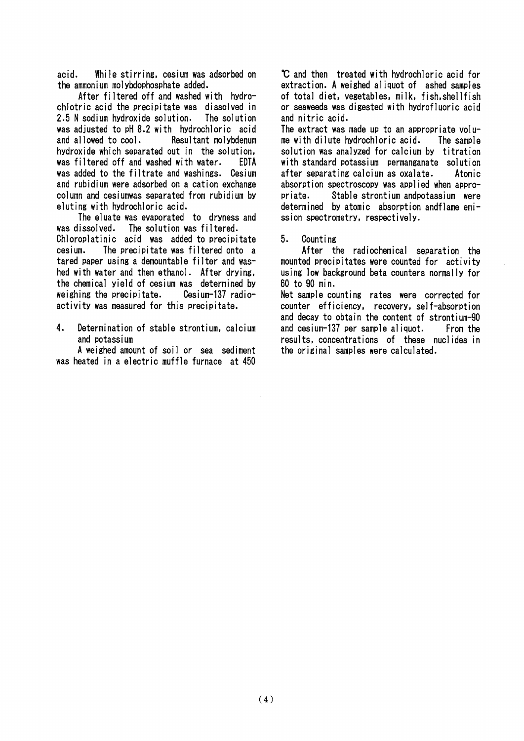acid. While stirring, cesium was adsorbed on the ammonium molybdophosphate added.

After filtered off and washed with hydrochlotric acid the precipitate was dissolved in 2.5 N sodium hydroxide solution. The solution was adjusted to pH 8.2 with hydrochloric acid and allowed to cool. Resultant molybdenum hydroxide which separated out in the solution, was filtered off and washed with water. EDTA was added to the filtrate and washings. Cesium and rubidium were adsorbed on a cation exchange column and cesiumwas separated from rubidium by eluting with hydrochloric acid.

The eluate was evaporated to dryness and was dissolved. The solution was filtered. Chloroplatinic acid was added to precipitate cesium. The precipitate was filtered onto a tared paper using a demountable filter and washed with water and then ethanol. After drying, the chemical yield of cesium was determined by weighing the precipitate. Cesium-137 radioactivity was measured for this precipitate.

## 4. Determination of stable strontium, calcium and potassium

A weighed amount of soil or sea sediment was heated in a electric muffle furnace at 450 ℃ and then treated with hydrochloric acid for extraction. A weighed aliquot of ashed samples of total diet, vegetables, milk, fish,shellfish or seaweeds was digested with hydrofluoric acid and nitric acid.

The extract was made up to an appropriate volume with dilute hydrochloric acid. The sample solution was analyzed for calcium by titration with standard potassium permanganate solution after separating calcium as oxalate. Atomic absorption spectroscopy was applied when appropriate. Stable strontium andpotassium were determined by atomic absorption andflame emission spectrometry, respectively.

## 5. Counting

After the radiochemical separation the mounted precipitates were counted for activity using low background beta counters normally for 60 to 90 min.

Net sample counting rates were corrected for counter efficiency, recovery, self-absorption and decay to obtain the content of strontium-90 and cesium-137 per sample aliquot. From the results, concentrations of these nuclides in the original samples were calculated.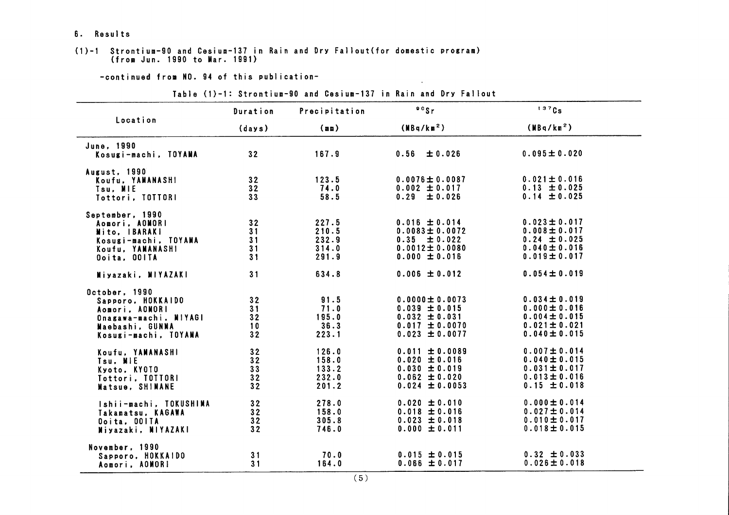## 6. Results

### (1)-1 Strontium-90 and Cesium-137 in Rain and Dry Fallout(for domestic program) (from Jun. 1990 to Mar. 1991)

-continued from NO. 94 of this publication-

Table (1)-1: Strontium-90 and Cesium-137 in Rain and Dry Fallout

| Location | Duration (days) | Precipitation (mm) | $^{90}Sr$ ($MBq/km^2$) | $^{137}Cs$ ($MBq/km^2$) |
|---|---|---|---|---|
| June, 1990 | | | | |
| Kosugi-machi, TOYAMA | 32 | 167.9 | 0.56 ±0.026 | 0.095±0.020 |
| August, 1990 | | | | |
| Koufu, YAMANASHI | 32 | 123.5 | 0.0076±0.0087 | 0.021±0.016 |
| Tsu, MIE | 32 | 74.0 | 0.002 ±0.017 | 0.13 ±0.025 |
| Tottori, TOTTORI | 33 | 58.5 | 0.29 ±0.026 | 0.14 ±0.025 |
| September, 1990 | | | | |
| Aomori, AOMORI | 32 | 227.5 | 0.016 ±0.014 | 0.023±0.017 |
| Mito, IBARAKI | 31 | 210.5 | 0.0083±0.0072 | 0.008±0.017 |
| Kosugi-machi, TOYAMA | 31 | 232.9 | 0.35 ±0.022 | 0.24 ±0.025 |
| Koufu, YAMANASHI | 31 | 314.0 | 0.0012±0.0080 | 0.040±0.016 |
| Ooita, OOITA | 31 | 291.9 | 0.000 ±0.016 | 0.019±0.017 |
| Miyazaki, MIYAZAKI | 31 | 634.8 | 0.006 ±0.012 | 0.054±0.019 |
| October, 1990 | | | | |
| Sapporo, HOKKAIDO | 32 | 91.5 | 0.0000±0.0073 | 0.034±0.019 |
| Aomori, AOMORI | 31 | 71.0 | 0.039 ±0.015 | 0.000±0.016 |
| Onagawa-machi, MIYAGI | 32 | 195.0 | 0.032 ±0.031 | 0.004±0.015 |
| Maebashi, GUNMA | 10 | 36.3 | 0.017 ±0.0070 | 0.021±0.021 |
| Kosugi-machi, TOYAMA | 32 | 223.1 | 0.023 ±0.0077 | 0.040±0.015 |
| Koufu, YAMANASHI | 32 | 126.0 | 0.011 ±0.0089 | 0.007±0.014 |
| Tsu, MIE | 32 | 158.0 | 0.020 ±0.016 | 0.040±0.015 |
| Kyoto, KYOTO | 33 | 133.2 | 0.030 ±0.019 | 0.031±0.017 |
| Tottori, TOTTORI | 32 | 232.0 | 0.062 ±0.020 | 0.013±0.016 |
| Matsue, SHIMANE | 32 | 201.2 | 0.024 ±0.0053 | 0.15 ±0.018 |
| Ishii-machi, TOKUSHIMA | 32 | 278.0 | 0.020 ±0.010 | 0.000±0.014 |
| Takamatsu, KAGAWA | 32 | 158.0 | 0.018 ±0.016 | 0.027±0.014 |
| Ooita, OOITA | 32 | 305.8 | 0.023 ±0.018 | 0.010±0.017 |
| Miyazaki, MIYAZAKI | 32 | 746.0 | 0.000 ±0.011 | 0.018±0.015 |
| November, 1990 | | | | |
| Sapporo, HOKKAIDO | 31 | 70.0 | 0.015 ±0.015 | 0.32 ±0.033 |
| Aomori, AOMORI | 31 | 164.0 | 0.066 ±0.017 | 0.026±0.018 |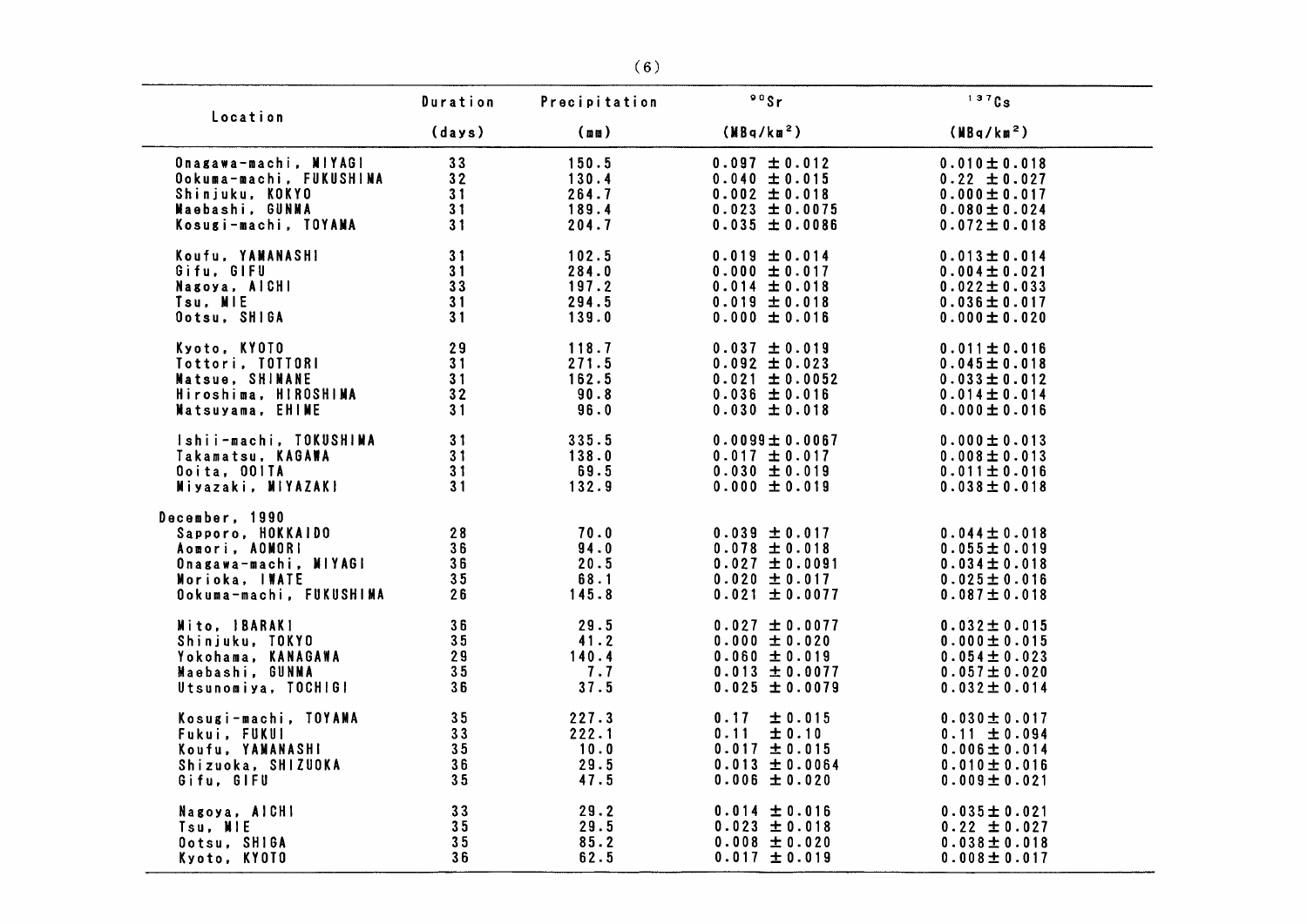| Location | Duration (days) | Precipitation (mm) | $^{90}Sr$ ($MBq/km^2$) | $^{137}Cs$ ($MBq/km^2$) |
|---|---|---|---|---|
| Onagawa-machi, MIYAGI | 33 | 150.5 | 0.097 ± 0.012 | 0.010 ± 0.018 |
| Ookuma-machi, FUKUSHIMA | 32 | 130.4 | 0.040 ± 0.015 | 0.22 ± 0.027 |
| Shinjuku, KOKYO | 31 | 264.7 | 0.002 ± 0.018 | 0.000 ± 0.017 |
| Maebashi, GUNMA | 31 | 189.4 | 0.023 ± 0.0075 | 0.080 ± 0.024 |
| Kosugi-machi, TOYAMA | 31 | 204.7 | 0.035 ± 0.0086 | 0.072 ± 0.018 |
| Koufu, YAMANASHI | 31 | 102.5 | 0.019 ± 0.014 | 0.013 ± 0.014 |
| Gifu, GIFU | 31 | 284.0 | 0.000 ± 0.017 | 0.004 ± 0.021 |
| Nagoya, AICHI | 33 | 197.2 | 0.014 ± 0.018 | 0.022 ± 0.033 |
| Tsu, MIE | 31 | 294.5 | 0.019 ± 0.018 | 0.036 ± 0.017 |
| Ootsu, SHIGA | 31 | 139.0 | 0.000 ± 0.016 | 0.000 ± 0.020 |
| Kyoto, KYOTO | 29 | 118.7 | 0.037 ± 0.019 | 0.011 ± 0.016 |
| Tottori, TOTTORI | 31 | 271.5 | 0.092 ± 0.023 | 0.045 ± 0.018 |
| Matsue, SHIMANE | 31 | 162.5 | 0.021 ± 0.0052 | 0.033 ± 0.012 |
| Hiroshima, HIROSHIMA | 32 | 90.8 | 0.036 ± 0.016 | 0.014 ± 0.014 |
| Matsuyama, EHIME | 31 | 96.0 | 0.030 ± 0.018 | 0.000 ± 0.016 |
| Ishii-machi, TOKUSHIMA | 31 | 335.5 | 0.0099 ± 0.0067 | 0.000 ± 0.013 |
| Takamatsu, KAGAWA | 31 | 138.0 | 0.017 ± 0.017 | 0.008 ± 0.013 |
| Ooita, OOITA | 31 | 69.5 | 0.030 ± 0.019 | 0.011 ± 0.016 |
| Miyazaki, MIYAZAKI | 31 | 132.9 | 0.000 ± 0.019 | 0.038 ± 0.018 |
| **December, 1990** | | | | |
| Sapporo, HOKKAIDO | 28 | 70.0 | 0.039 ± 0.017 | 0.044 ± 0.018 |
| Aomori, AOMORI | 36 | 94.0 | 0.078 ± 0.018 | 0.055 ± 0.019 |
| Onagawa-machi, MIYAGI | 36 | 20.5 | 0.027 ± 0.0091 | 0.034 ± 0.018 |
| Morioka, IWATE | 35 | 68.1 | 0.020 ± 0.017 | 0.025 ± 0.016 |
| Ookuma-machi, FUKUSHIMA | 26 | 145.8 | 0.021 ± 0.0077 | 0.087 ± 0.018 |
| Mito, IBARAKI | 36 | 29.5 | 0.027 ± 0.0077 | 0.032 ± 0.015 |
| Shinjuku, TOKYO | 35 | 41.2 | 0.000 ± 0.020 | 0.000 ± 0.015 |
| Yokohama, KANAGAWA | 29 | 140.4 | 0.060 ± 0.019 | 0.054 ± 0.023 |
| Maebashi, GUNMA | 35 | 7.7 | 0.013 ± 0.0077 | 0.057 ± 0.020 |
| Utsunomiya, TOCHIGI | 36 | 37.5 | 0.025 ± 0.0079 | 0.032 ± 0.014 |
| Kosugi-machi, TOYAMA | 35 | 227.3 | 0.17 ± 0.015 | 0.030 ± 0.017 |
| Fukui, FUKUI | 33 | 222.1 | 0.11 ± 0.10 | 0.11 ± 0.094 |
| Koufu, YAMANASHI | 35 | 10.0 | 0.017 ± 0.015 | 0.006 ± 0.014 |
| Shizuoka, SHIZUOKA | 36 | 29.5 | 0.013 ± 0.0064 | 0.010 ± 0.016 |
| Gifu, GIFU | 35 | 47.5 | 0.006 ± 0.020 | 0.009 ± 0.021 |
| Nagoya, AICHI | 33 | 29.2 | 0.014 ± 0.016 | 0.035 ± 0.021 |
| Tsu, MIE | 35 | 29.5 | 0.023 ± 0.018 | 0.22 ± 0.027 |
| Ootsu, SHIGA | 35 | 85.2 | 0.008 ± 0.020 | 0.038 ± 0.018 |
| Kyoto, KYOTO | 36 | 62.5 | 0.017 ± 0.019 | 0.008 ± 0.017 |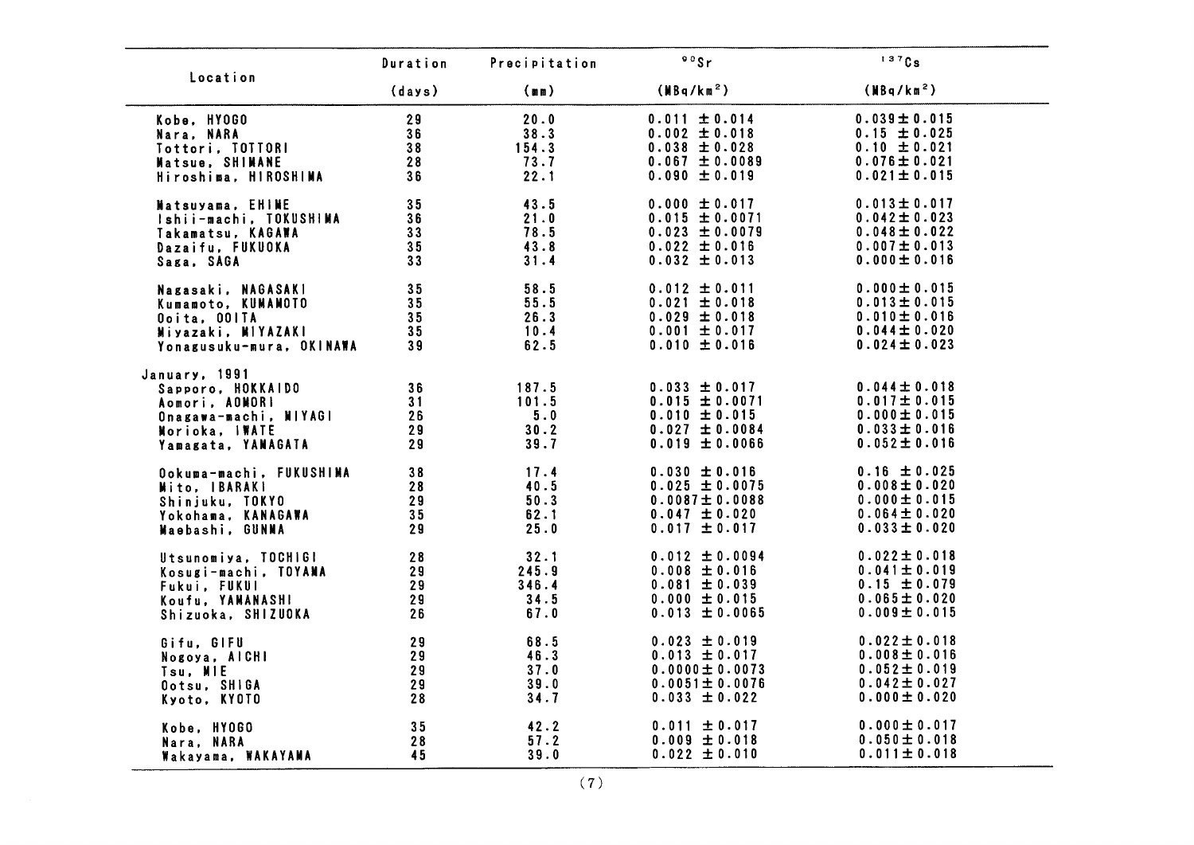| Location | Duration (days) | Precipitation (mm) | $^{90}Sr$ ($MBq/km^2$) | $^{137}Cs$ ($MBq/km^2$) |
|---|---|---|---|---|
| Kobe, HYOGO | 29 | 20.0 | 0.011 ± 0.014 | 0.039 ± 0.015 |
| Nara, NARA | 36 | 38.3 | 0.002 ± 0.018 | 0.15 ± 0.025 |
| Tottori, TOTTORI | 38 | 154.3 | 0.038 ± 0.028 | 0.10 ± 0.021 |
| Matsue, SHIMANE | 28 | 73.7 | 0.067 ± 0.0089 | 0.076 ± 0.021 |
| Hiroshima, HIROSHIMA | 36 | 22.1 | 0.090 ± 0.019 | 0.021 ± 0.015 |
| Matsuyama, EHIME | 35 | 43.5 | 0.000 ± 0.017 | 0.013 ± 0.017 |
| Ishii-machi, TOKUSHIMA | 36 | 21.0 | 0.015 ± 0.0071 | 0.042 ± 0.023 |
| Takamatsu, KAGAWA | 33 | 78.5 | 0.023 ± 0.0079 | 0.048 ± 0.022 |
| Dazaifu, FUKUOKA | 35 | 43.8 | 0.022 ± 0.016 | 0.007 ± 0.013 |
| Saga, SAGA | 33 | 31.4 | 0.032 ± 0.013 | 0.000 ± 0.016 |
| Nagasaki, NAGASAKI | 35 | 58.5 | 0.012 ± 0.011 | 0.000 ± 0.015 |
| Kumamoto, KUMAMOTO | 35 | 55.5 | 0.021 ± 0.018 | 0.013 ± 0.015 |
| Ooita, OOITA | 35 | 26.3 | 0.029 ± 0.018 | 0.010 ± 0.016 |
| Miyazaki, MIYAZAKI | 35 | 10.4 | 0.001 ± 0.017 | 0.044 ± 0.020 |
| Yonagusuku-mura, OKINAWA | 39 | 62.5 | 0.010 ± 0.016 | 0.024 ± 0.023 |
| January, 1991 | | | | |
| Sapporo, HOKKAIDO | 36 | 187.5 | 0.033 ± 0.017 | 0.044 ± 0.018 |
| Aomori, AOMORI | 31 | 101.5 | 0.015 ± 0.0071 | 0.017 ± 0.015 |
| Onagawa-machi, MIYAGI | 26 | 5.0 | 0.010 ± 0.015 | 0.000 ± 0.015 |
| Morioka, IWATE | 29 | 30.2 | 0.027 ± 0.0084 | 0.033 ± 0.016 |
| Yamagata, YAMAGATA | 29 | 39.7 | 0.019 ± 0.0066 | 0.052 ± 0.016 |
| Ookuma-machi, FUKUSHIMA | 38 | 17.4 | 0.030 ± 0.016 | 0.16 ± 0.025 |
| Mito, IBARAKI | 28 | 40.5 | 0.025 ± 0.0075 | 0.008 ± 0.020 |
| Shinjuku, TOKYO | 29 | 50.3 | 0.0087 ± 0.0088 | 0.000 ± 0.015 |
| Yokohama, KANAGAWA | 35 | 62.1 | 0.047 ± 0.020 | 0.064 ± 0.020 |
| Maebashi, GUNMA | 29 | 25.0 | 0.017 ± 0.017 | 0.033 ± 0.020 |
| Utsunomiya, TOCHIGI | 28 | 32.1 | 0.012 ± 0.0094 | 0.022 ± 0.018 |
| Kosugi-machi, TOYAMA | 29 | 245.9 | 0.008 ± 0.016 | 0.041 ± 0.019 |
| Fukui, FUKUI | 29 | 346.4 | 0.081 ± 0.039 | 0.15 ± 0.079 |
| Koufu, YAMANASHI | 29 | 34.5 | 0.000 ± 0.015 | 0.065 ± 0.020 |
| Shizuoka, SHIZUOKA | 26 | 67.0 | 0.013 ± 0.0065 | 0.009 ± 0.015 |
| Gifu, GIFU | 29 | 68.5 | 0.023 ± 0.019 | 0.022 ± 0.018 |
| Nogoya, AICHI | 29 | 46.3 | 0.013 ± 0.017 | 0.008 ± 0.016 |
| Tsu, MIE | 29 | 37.0 | 0.0000 ± 0.0073 | 0.052 ± 0.019 |
| Ootsu, SHIGA | 29 | 39.0 | 0.0051 ± 0.0076 | 0.042 ± 0.027 |
| Kyoto, KYOTO | 28 | 34.7 | 0.033 ± 0.022 | 0.000 ± 0.020 |
| Kobe, HYOGO | 35 | 42.2 | 0.011 ± 0.017 | 0.000 ± 0.017 |
| Nara, NARA | 28 | 57.2 | 0.009 ± 0.018 | 0.050 ± 0.018 |
| Wakayama, WAKAYAMA | 45 | 39.0 | 0.022 ± 0.010 | 0.011 ± 0.018 |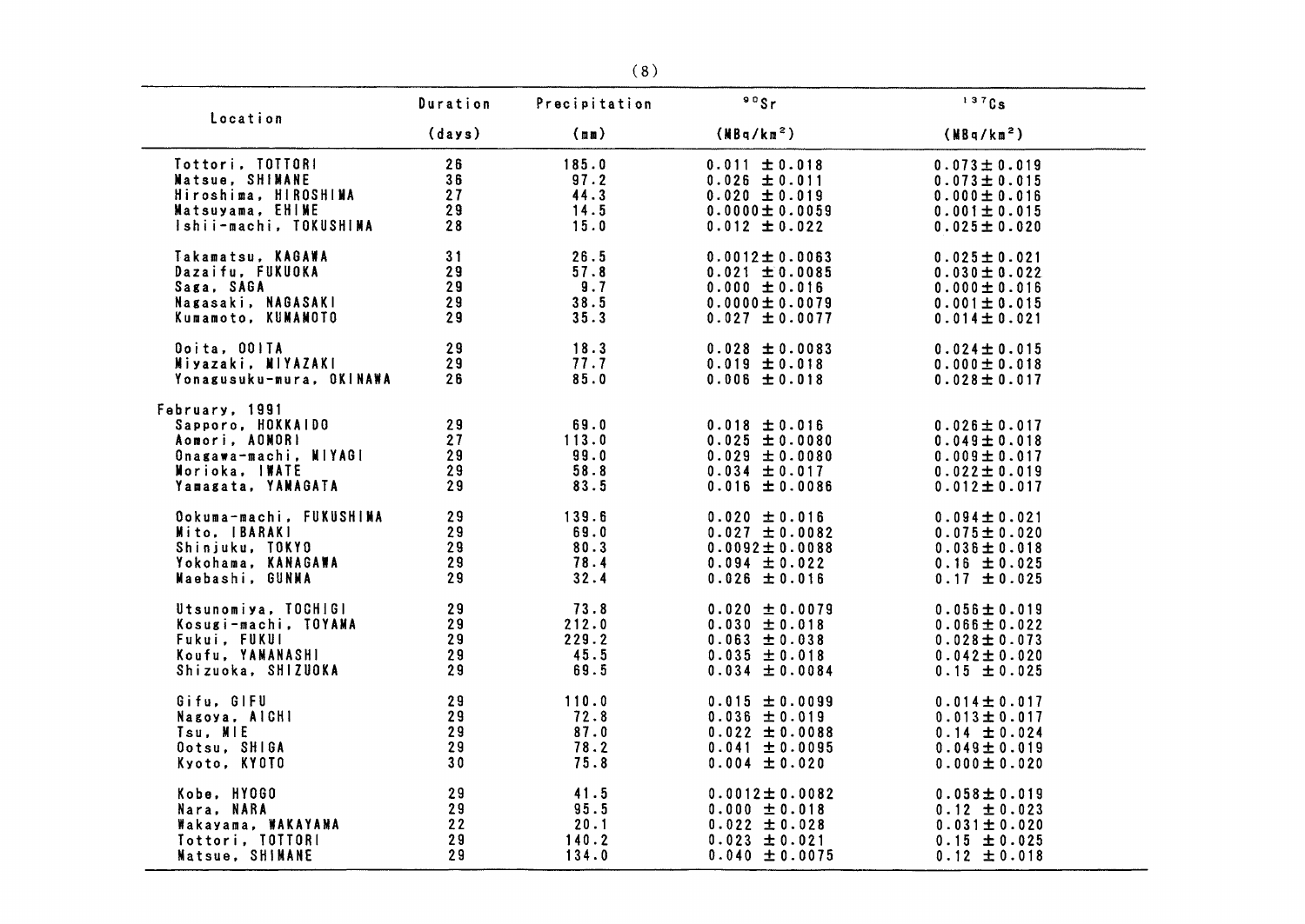| Location | Duration (days) | Precipitation (mm) | $^{90}Sr$ ($MBq/km^2$) | $^{137}Cs$ ($MBq/km^2$) |
|---|---|---|---|---|
| Tottori, TOTTORI | 26 | 185.0 | 0.011 ± 0.018 | 0.073 ± 0.019 |
| Matsue, SHIMANE | 36 | 97.2 | 0.026 ± 0.011 | 0.073 ± 0.015 |
| Hiroshima, HIROSHIMA | 27 | 44.3 | 0.020 ± 0.019 | 0.000 ± 0.016 |
| Matsuyama, EHIME | 29 | 14.5 | 0.0000 ± 0.0059 | 0.001 ± 0.015 |
| Ishii-machi, TOKUSHIMA | 28 | 15.0 | 0.012 ± 0.022 | 0.025 ± 0.020 |
| Takamatsu, KAGAWA | 31 | 26.5 | 0.0012 ± 0.0063 | 0.025 ± 0.021 |
| Dazaifu, FUKUOKA | 29 | 57.8 | 0.021 ± 0.0085 | 0.030 ± 0.022 |
| Saga, SAGA | 29 | 9.7 | 0.000 ± 0.016 | 0.000 ± 0.016 |
| Nagasaki, NAGASAKI | 29 | 38.5 | 0.0000 ± 0.0079 | 0.001 ± 0.015 |
| Kumamoto, KUMAMOTO | 29 | 35.3 | 0.027 ± 0.0077 | 0.014 ± 0.021 |
| Ooita, OOITA | 29 | 18.3 | 0.028 ± 0.0083 | 0.024 ± 0.015 |
| Miyazaki, MIYAZAKI | 29 | 77.7 | 0.019 ± 0.018 | 0.000 ± 0.018 |
| Yonagusuku-mura, OKINAWA | 26 | 85.0 | 0.006 ± 0.018 | 0.028 ± 0.017 |
| February, 1991 | | | | |
| Sapporo, HOKKAIDO | 29 | 69.0 | 0.018 ± 0.016 | 0.026 ± 0.017 |
| Aomori, AOMORI | 27 | 113.0 | 0.025 ± 0.0080 | 0.049 ± 0.018 |
| Onagawa-machi, MIYAGI | 29 | 99.0 | 0.029 ± 0.0080 | 0.009 ± 0.017 |
| Morioka, IWATE | 29 | 58.8 | 0.034 ± 0.017 | 0.022 ± 0.019 |
| Yamagata, YAMAGATA | 29 | 83.5 | 0.016 ± 0.0086 | 0.012 ± 0.017 |
| Ookuma-machi, FUKUSHIMA | 29 | 139.6 | 0.020 ± 0.016 | 0.094 ± 0.021 |
| Mito, IBARAKI | 29 | 69.0 | 0.027 ± 0.0082 | 0.075 ± 0.020 |
| Shinjuku, TOKYO | 29 | 80.3 | 0.0092 ± 0.0088 | 0.036 ± 0.018 |
| Yokohama, KANAGAWA | 29 | 78.4 | 0.094 ± 0.022 | 0.16 ± 0.025 |
| Maebashi, GUNMA | 29 | 32.4 | 0.026 ± 0.016 | 0.17 ± 0.025 |
| Utsunomiya, TOCHIGI | 29 | 73.8 | 0.020 ± 0.0079 | 0.056 ± 0.019 |
| Kosugi-machi, TOYAMA | 29 | 212.0 | 0.030 ± 0.018 | 0.066 ± 0.022 |
| Fukui, FUKUI | 29 | 229.2 | 0.063 ± 0.038 | 0.028 ± 0.073 |
| Koufu, YAMANASHI | 29 | 45.5 | 0.035 ± 0.018 | 0.042 ± 0.020 |
| Shizuoka, SHIZUOKA | 29 | 69.5 | 0.034 ± 0.0084 | 0.15 ± 0.025 |
| Gifu, GIFU | 29 | 110.0 | 0.015 ± 0.0099 | 0.014 ± 0.017 |
| Nagoya, AICHI | 29 | 72.8 | 0.036 ± 0.019 | 0.013 ± 0.017 |
| Tsu, MIE | 29 | 87.0 | 0.022 ± 0.0088 | 0.14 ± 0.024 |
| Ootsu, SHIGA | 29 | 78.2 | 0.041 ± 0.0095 | 0.049 ± 0.019 |
| Kyoto, KYOTO | 30 | 75.8 | 0.004 ± 0.020 | 0.000 ± 0.020 |
| Kobe, HYOGO | 29 | 41.5 | 0.0012 ± 0.0082 | 0.058 ± 0.019 |
| Nara, NARA | 29 | 95.5 | 0.000 ± 0.018 | 0.12 ± 0.023 |
| Wakayama, WAKAYAMA | 22 | 20.1 | 0.022 ± 0.028 | 0.031 ± 0.020 |
| Tottori, TOTTORI | 29 | 140.2 | 0.023 ± 0.021 | 0.15 ± 0.025 |
| Matsue, SHIMANE | 29 | 134.0 | 0.040 ± 0.0075 | 0.12 ± 0.018 |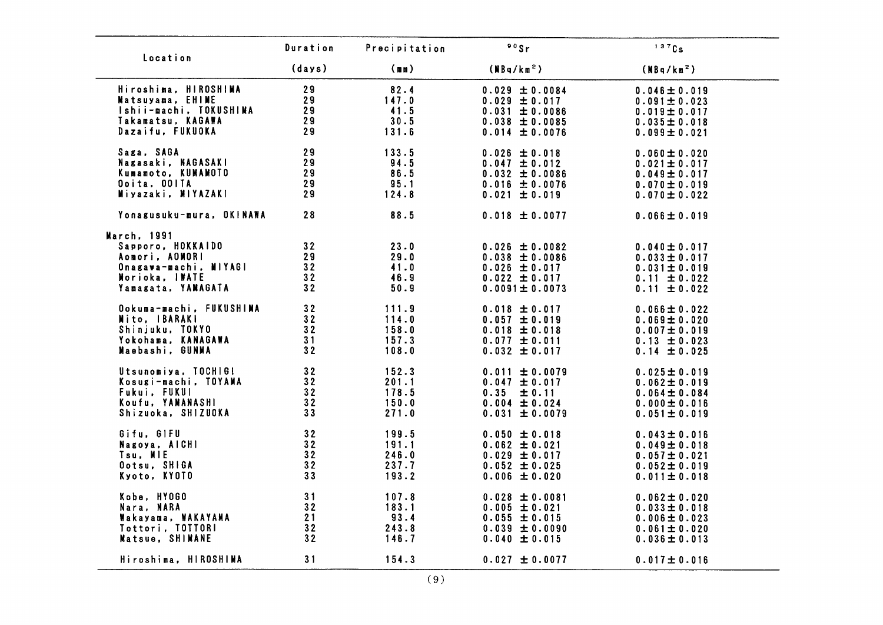| Location | Duration (days) | Precipitation (mm) | $^{90}Sr$ ($MBq/km^2$) | $^{137}Cs$ ($MBq/km^2$) |
|---|---|---|---|---|
| Hiroshima, HIROSHIMA | 29 | 82.4 | 0.029 ± 0.0084 | 0.046 ± 0.019 |
| Matsuyama, EHIME | 29 | 147.0 | 0.029 ± 0.017 | 0.091 ± 0.023 |
| Ishii-machi, TOKUSHIMA | 29 | 41.5 | 0.031 ± 0.0086 | 0.019 ± 0.017 |
| Takamatsu, KAGAWA | 29 | 30.5 | 0.038 ± 0.0085 | 0.035 ± 0.018 |
| Dazaifu, FUKUOKA | 29 | 131.6 | 0.014 ± 0.0076 | 0.099 ± 0.021 |
| Saga, SAGA | 29 | 133.5 | 0.026 ± 0.018 | 0.060 ± 0.020 |
| Nagasaki, NAGASAKI | 29 | 94.5 | 0.047 ± 0.012 | 0.021 ± 0.017 |
| Kumamoto, KUMAMOTO | 29 | 86.5 | 0.032 ± 0.0086 | 0.049 ± 0.017 |
| Ooita, OOITA | 29 | 95.1 | 0.016 ± 0.0076 | 0.070 ± 0.019 |
| Miyazaki, MIYAZAKI | 29 | 124.8 | 0.021 ± 0.019 | 0.070 ± 0.022 |
| Yonagusuku-mura, OKINAWA | 28 | 88.5 | 0.018 ± 0.0077 | 0.066 ± 0.019 |
| **March, 1991** | | | | |
| Sapporo, HOKKAIDO | 32 | 23.0 | 0.026 ± 0.0082 | 0.040 ± 0.017 |
| Aomori, AOMORI | 29 | 29.0 | 0.038 ± 0.0086 | 0.033 ± 0.017 |
| Onagawa-machi, MIYAGI | 32 | 41.0 | 0.026 ± 0.017 | 0.031 ± 0.019 |
| Morioka, IWATE | 32 | 46.9 | 0.022 ± 0.017 | 0.11 ± 0.022 |
| Yamagata, YAMAGATA | 32 | 50.9 | 0.0091 ± 0.0073 | 0.11 ± 0.022 |
| Ookuma-machi, FUKUSHIMA | 32 | 111.9 | 0.018 ± 0.017 | 0.066 ± 0.022 |
| Mito, IBARAKI | 32 | 114.0 | 0.057 ± 0.019 | 0.069 ± 0.020 |
| Shinjuku, TOKYO | 32 | 158.0 | 0.018 ± 0.018 | 0.007 ± 0.019 |
| Yokohama, KANAGAWA | 31 | 157.3 | 0.077 ± 0.011 | 0.13 ± 0.023 |
| Maebashi, GUNMA | 32 | 108.0 | 0.032 ± 0.017 | 0.14 ± 0.025 |
| Utsunomiya, TOCHIGI | 32 | 152.3 | 0.011 ± 0.0079 | 0.025 ± 0.019 |
| Kosugi-machi, TOYAMA | 32 | 201.1 | 0.047 ± 0.017 | 0.062 ± 0.019 |
| Fukui, FUKUI | 32 | 178.5 | 0.35 ± 0.11 | 0.064 ± 0.084 |
| Koufu, YAMANASHI | 32 | 150.0 | 0.004 ± 0.024 | 0.000 ± 0.016 |
| Shizuoka, SHIZUOKA | 33 | 271.0 | 0.031 ± 0.0079 | 0.051 ± 0.019 |
| Gifu, GIFU | 32 | 199.5 | 0.050 ± 0.018 | 0.043 ± 0.016 |
| Nagoya, AICHI | 32 | 191.1 | 0.062 ± 0.021 | 0.049 ± 0.018 |
| Tsu, MIE | 32 | 246.0 | 0.029 ± 0.017 | 0.057 ± 0.021 |
| Ootsu, SHIGA | 32 | 237.7 | 0.052 ± 0.025 | 0.052 ± 0.019 |
| Kyoto, KYOTO | 33 | 193.2 | 0.006 ± 0.020 | 0.011 ± 0.018 |
| Kobe, HYOGO | 31 | 107.8 | 0.028 ± 0.0081 | 0.062 ± 0.020 |
| Nara, NARA | 32 | 183.1 | 0.005 ± 0.021 | 0.033 ± 0.018 |
| Wakayama, WAKAYAMA | 21 | 93.4 | 0.055 ± 0.015 | 0.006 ± 0.023 |
| Tottori, TOTTORI | 32 | 243.8 | 0.039 ± 0.0090 | 0.061 ± 0.020 |
| Matsue, SHIMANE | 32 | 146.7 | 0.040 ± 0.015 | 0.036 ± 0.013 |
| Hiroshima, HIROSHIMA | 31 | 154.3 | 0.027 ± 0.0077 | 0.017 ± 0.016 |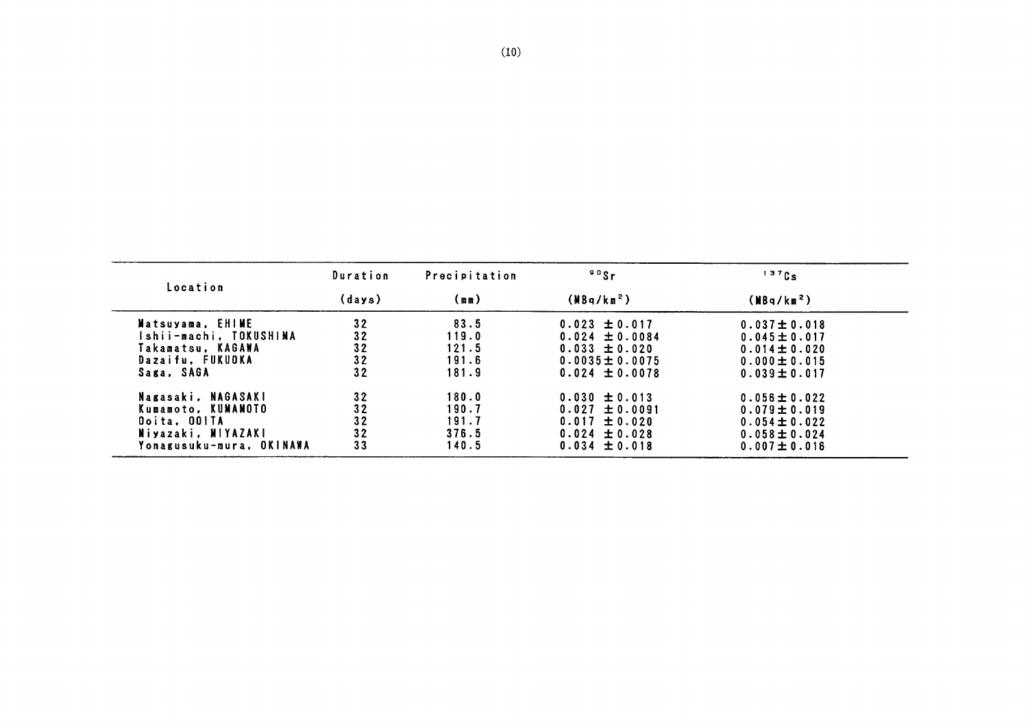| Location | Duration (days) | Precipitation (mm) | $^{90}Sr$ ($MBq/km^2$) | $^{137}Cs$ ($MBq/km^2$) |
|---|---|---|---|---|
| Matsuyama, EHIME | 32 | 83.5 | 0.023 ±0.017 | 0.037±0.018 |
| Ishii-machi, TOKUSHIMA | 32 | 119.0 | 0.024 ±0.0084 | 0.045±0.017 |
| Takamatsu, KAGAWA | 32 | 121.5 | 0.033 ±0.020 | 0.014±0.020 |
| Dazaifu, FUKUOKA | 32 | 191.6 | 0.0035±0.0075 | 0.000±0.015 |
| Saga, SAGA | 32 | 181.9 | 0.024 ±0.0078 | 0.039±0.017 |
| Nagasaki, NAGASAKI | 32 | 180.0 | 0.030 ±0.013 | 0.056±0.022 |
| Kumamoto, KUMAMOTO | 32 | 190.7 | 0.027 ±0.0091 | 0.079±0.019 |
| Ooita, OOITA | 32 | 191.7 | 0.017 ±0.020 | 0.054±0.022 |
| Miyazaki, MIYAZAKI | 32 | 376.5 | 0.024 ±0.028 | 0.058±0.024 |
| Yonagusuku-mura, OKINAWA | 33 | 140.5 | 0.034 ±0.018 | 0.007±0.016 |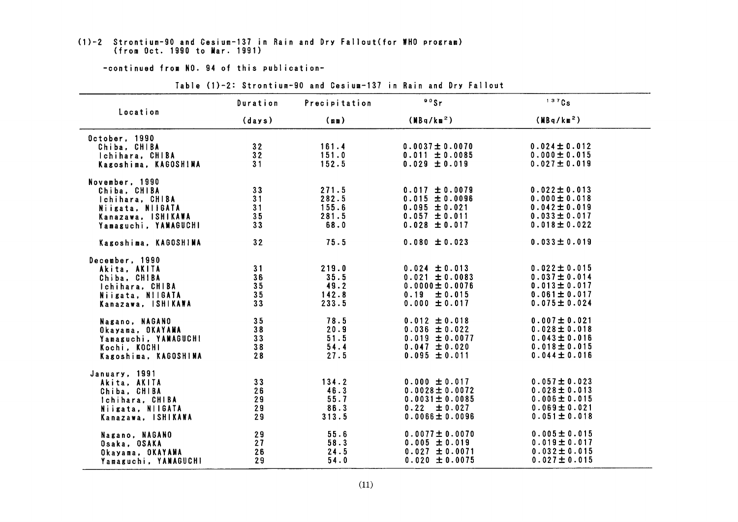# (1)-2 Strontium-90 and Cesium-137 in Rain and Dry Fallout(for WHO program) (from Oct. 1990 to Mar. 1991)

-continued from NO. 94 of this publication-

Table (1)-2: Strontium-90 and Cesium-137 in Rain and Dry Fallout

| Location | Duration (days) | Precipitation (mm) | $^{90}Sr$ ($MBq/km^2$) | $^{137}Cs$ ($MBq/km^2$) |
|---|---|---|---|---|
| **October, 1990** | | | | |
| Chiba, CHIBA | 32 | 161.4 | 0.0037 ± 0.0070 | 0.024 ± 0.012 |
| Ichihara, CHIBA | 32 | 151.0 | 0.011 ± 0.0085 | 0.000 ± 0.015 |
| Kagoshima, KAGOSHIMA | 31 | 152.5 | 0.029 ± 0.019 | 0.027 ± 0.019 |
| **November, 1990** | | | | |
| Chiba, CHIBA | 33 | 271.5 | 0.017 ± 0.0079 | 0.022 ± 0.013 |
| Ichihara, CHIBA | 31 | 282.5 | 0.015 ± 0.0096 | 0.000 ± 0.018 |
| Niigata, NIIGATA | 31 | 155.6 | 0.095 ± 0.021 | 0.042 ± 0.019 |
| Kanazawa, ISHIKAWA | 35 | 281.5 | 0.057 ± 0.011 | 0.033 ± 0.017 |
| Yamaguchi, YAMAGUCHI | 33 | 68.0 | 0.028 ± 0.017 | 0.018 ± 0.022 |
| Kagoshima, KAGOSHIMA | 32 | 75.5 | 0.080 ± 0.023 | 0.033 ± 0.019 |
| **December, 1990** | | | | |
| Akita, AKITA | 31 | 219.0 | 0.024 ± 0.013 | 0.022 ± 0.015 |
| Chiba, CHIBA | 36 | 35.5 | 0.021 ± 0.0083 | 0.037 ± 0.014 |
| Ichihara, CHIBA | 35 | 49.2 | 0.0000 ± 0.0076 | 0.013 ± 0.017 |
| Niigata, NIIGATA | 35 | 142.8 | 0.19 ± 0.015 | 0.061 ± 0.017 |
| Kanazawa, ISHIKAWA | 33 | 233.5 | 0.000 ± 0.017 | 0.075 ± 0.024 |
| Nagano, NAGANO | 35 | 78.5 | 0.012 ± 0.018 | 0.007 ± 0.021 |
| Okayama, OKAYAMA | 38 | 20.9 | 0.036 ± 0.022 | 0.028 ± 0.018 |
| Yamaguchi, YAMAGUCHI | 33 | 51.5 | 0.019 ± 0.0077 | 0.043 ± 0.016 |
| Kochi, KOCHI | 38 | 54.4 | 0.047 ± 0.020 | 0.018 ± 0.015 |
| Kagoshima, KAGOSHIMA | 28 | 27.5 | 0.095 ± 0.011 | 0.044 ± 0.016 |
| **January, 1991** | | | | |
| Akita, AKITA | 33 | 134.2 | 0.000 ± 0.017 | 0.057 ± 0.023 |
| Chiba, CHIBA | 26 | 46.3 | 0.0028 ± 0.0072 | 0.028 ± 0.013 |
| Ichihara, CHIBA | 29 | 55.7 | 0.0031 ± 0.0085 | 0.006 ± 0.015 |
| Niigata, NIIGATA | 29 | 86.3 | 0.22 ± 0.027 | 0.069 ± 0.021 |
| Kanazawa, ISHIKAWA | 29 | 313.5 | 0.0066 ± 0.0096 | 0.051 ± 0.018 |
| Nagano, NAGANO | 29 | 55.6 | 0.0077 ± 0.0070 | 0.005 ± 0.015 |
| Osaka, OSAKA | 27 | 58.3 | 0.005 ± 0.019 | 0.019 ± 0.017 |
| Okayama, OKAYAMA | 26 | 24.5 | 0.027 ± 0.0071 | 0.032 ± 0.015 |
| Yamaguchi, YAMAGUCHI | 29 | 54.0 | 0.020 ± 0.0075 | 0.027 ± 0.015 |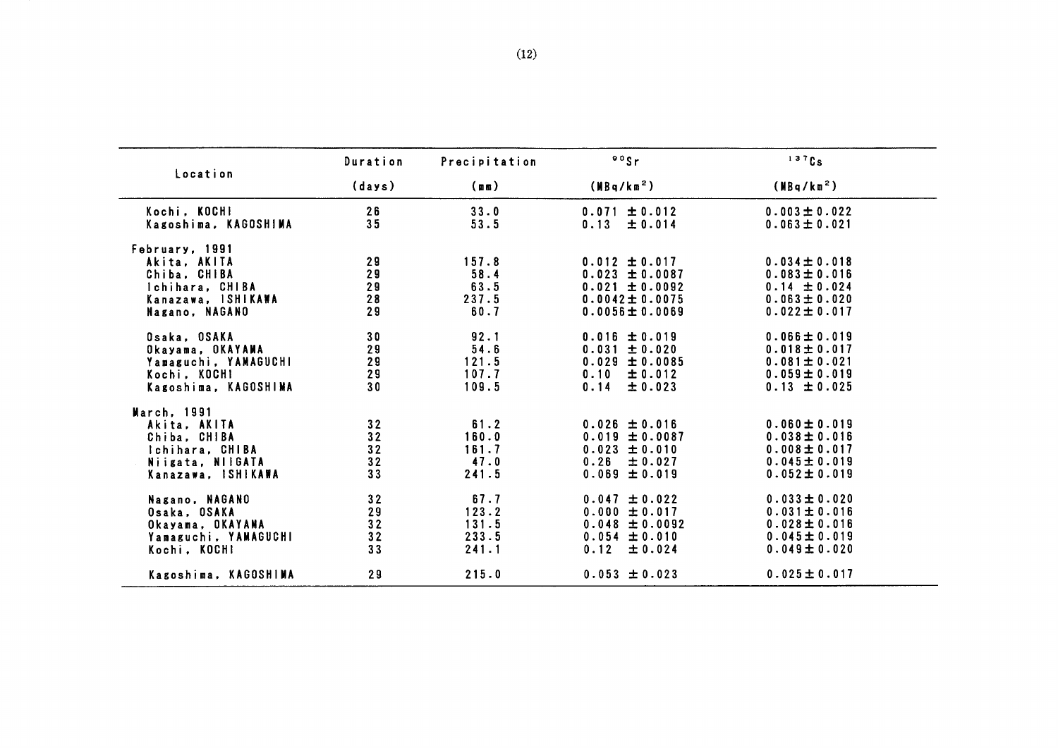| Location | Duration (days) | Precipitation (mm) | $^{90}Sr$ ($MBq/km^2$) | $^{137}Cs$ ($MBq/km^2$) |
|---|---|---|---|---|
| Kochi, KOCHI | 26 | 33.0 | 0.071 ± 0.012 | 0.003 ± 0.022 |
| Kagoshima, KAGOSHIMA | 35 | 53.5 | 0.13 ± 0.014 | 0.063 ± 0.021 |
| February, 1991 | | | | |
| Akita, AKITA | 29 | 157.8 | 0.012 ± 0.017 | 0.034 ± 0.018 |
| Chiba, CHIBA | 29 | 58.4 | 0.023 ± 0.0087 | 0.083 ± 0.016 |
| Ichihara, CHIBA | 29 | 63.5 | 0.021 ± 0.0092 | 0.14 ± 0.024 |
| Kanazawa, ISHIKAWA | 28 | 237.5 | 0.0042 ± 0.0075 | 0.063 ± 0.020 |
| Nagano, NAGANO | 29 | 60.7 | 0.0056 ± 0.0069 | 0.022 ± 0.017 |
| Osaka, OSAKA | 30 | 92.1 | 0.016 ± 0.019 | 0.066 ± 0.019 |
| Okayama, OKAYAMA | 29 | 54.6 | 0.031 ± 0.020 | 0.018 ± 0.017 |
| Yamaguchi, YAMAGUCHI | 29 | 121.5 | 0.029 ± 0.0085 | 0.081 ± 0.021 |
| Kochi, KOCHI | 29 | 107.7 | 0.10 ± 0.012 | 0.059 ± 0.019 |
| Kagoshima, KAGOSHIMA | 30 | 109.5 | 0.14 ± 0.023 | 0.13 ± 0.025 |
| March, 1991 | | | | |
| Akita, AKITA | 32 | 61.2 | 0.026 ± 0.016 | 0.060 ± 0.019 |
| Chiba, CHIBA | 32 | 160.0 | 0.019 ± 0.0087 | 0.038 ± 0.016 |
| Ichihara, CHIBA | 32 | 161.7 | 0.023 ± 0.010 | 0.008 ± 0.017 |
| Niigata, NIIGATA | 32 | 47.0 | 0.26 ± 0.027 | 0.045 ± 0.019 |
| Kanazawa, ISHIKAWA | 33 | 241.5 | 0.069 ± 0.019 | 0.052 ± 0.019 |
| Nagano, NAGANO | 32 | 67.7 | 0.047 ± 0.022 | 0.033 ± 0.020 |
| Osaka, OSAKA | 29 | 123.2 | 0.000 ± 0.017 | 0.031 ± 0.016 |
| Okayama, OKAYAMA | 32 | 131.5 | 0.048 ± 0.0092 | 0.028 ± 0.016 |
| Yamaguchi, YAMAGUCHI | 32 | 233.5 | 0.054 ± 0.010 | 0.045 ± 0.019 |
| Kochi, KOCHI | 33 | 241.1 | 0.12 ± 0.024 | 0.049 ± 0.020 |
| Kagoshima, KAGOSHIMA | 29 | 215.0 | 0.053 ± 0.023 | 0.025 ± 0.017 |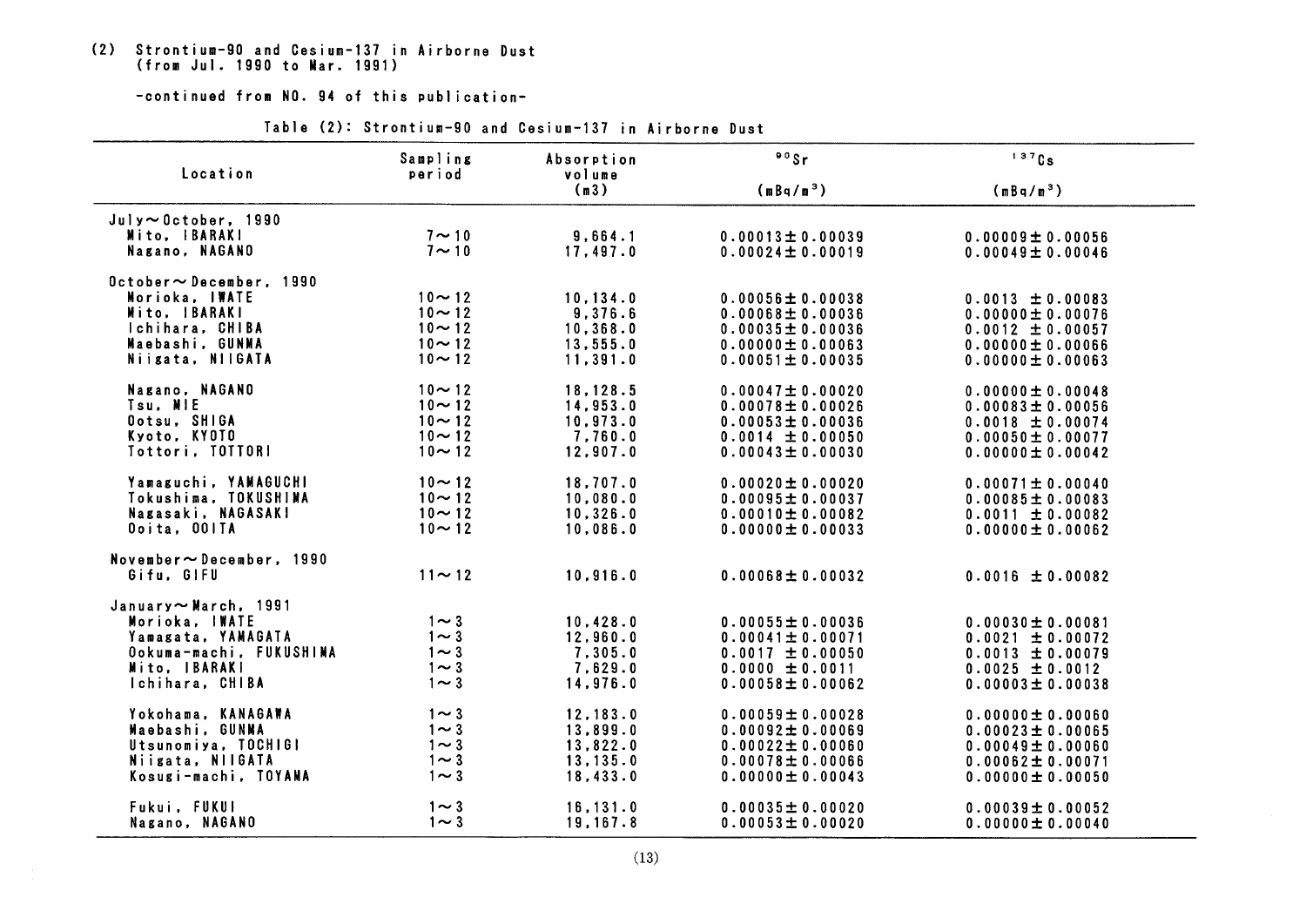(2) Strontium-90 and Cesium-137 in Airborne Dust
(from Jul. 1990 to Mar. 1991)

-continued from NO. 94 of this publication-

Table (2): Strontium-90 and Cesium-137 in Airborne Dust

| Location | Sampling period | Absorption volume (m3) | $^{90}Sr$ ($mBq/m^3$) | $^{137}Cs$ ($mBq/m^3$) |
|---|---|---|---|---|
| July～October, 1990 | | | | |
| Mito, IBARAKI | 7～10 | 9,664.1 | 0.00013±0.00039 | 0.00009±0.00056 |
| Nagano, NAGANO | 7～10 | 17,497.0 | 0.00024±0.00019 | 0.00049±0.00046 |
| October～December, 1990 | | | | |
| Morioka, IWATE | 10～12 | 10,134.0 | 0.00056±0.00038 | 0.0013 ±0.00083 |
| Mito, IBARAKI | 10～12 | 9,376.6 | 0.00068±0.00036 | 0.00000±0.00076 |
| Ichihara, CHIBA | 10～12 | 10,368.0 | 0.00035±0.00036 | 0.0012 ±0.00057 |
| Maebashi, GUNMA | 10～12 | 13,555.0 | 0.00000±0.00063 | 0.00000±0.00066 |
| Niigata, NIIGATA | 10～12 | 11,391.0 | 0.00051±0.00035 | 0.00000±0.00063 |
| Nagano, NAGANO | 10～12 | 18,128.5 | 0.00047±0.00020 | 0.00000±0.00048 |
| Tsu, MIE | 10～12 | 14,953.0 | 0.00078±0.00026 | 0.00083±0.00056 |
| Ootsu, SHIGA | 10～12 | 10,973.0 | 0.00053±0.00036 | 0.0018 ±0.00074 |
| Kyoto, KYOTO | 10～12 | 7,760.0 | 0.0014 ±0.00050 | 0.00050±0.00077 |
| Tottori, TOTTORI | 10～12 | 12,907.0 | 0.00043±0.00030 | 0.00000±0.00042 |
| Yamaguchi, YAMAGUCHI | 10～12 | 18,707.0 | 0.00020±0.00020 | 0.00071±0.00040 |
| Tokushima, TOKUSHIMA | 10～12 | 10,080.0 | 0.00095±0.00037 | 0.00085±0.00083 |
| Nagasaki, NAGASAKI | 10～12 | 10,326.0 | 0.00010±0.00082 | 0.0011 ±0.00082 |
| Ooita, OOITA | 10～12 | 10,086.0 | 0.00000±0.00033 | 0.00000±0.00062 |
| November～December, 1990 | | | | |
| Gifu, GIFU | 11～12 | 10,916.0 | 0.00068±0.00032 | 0.0016 ±0.00082 |
| January～March, 1991 | | | | |
| Morioka, IWATE | 1～3 | 10,428.0 | 0.00055±0.00036 | 0.00030±0.00081 |
| Yamagata, YAMAGATA | 1～3 | 12,960.0 | 0.00041±0.00071 | 0.0021 ±0.00072 |
| Ookuma-machi, FUKUSHIMA | 1～3 | 7,305.0 | 0.0017 ±0.00050 | 0.0013 ±0.00079 |
| Mito, IBARAKI | 1～3 | 7,629.0 | 0.0000 ±0.0011 | 0.0025 ±0.0012 |
| Ichihara, CHIBA | 1～3 | 14,976.0 | 0.00058±0.00062 | 0.00003±0.00038 |
| Yokohama, KANAGAWA | 1～3 | 12,183.0 | 0.00059±0.00028 | 0.00000±0.00060 |
| Maebashi, GUNMA | 1～3 | 13,899.0 | 0.00092±0.00069 | 0.00023±0.00065 |
| Utsunomiya, TOCHIGI | 1～3 | 13,822.0 | 0.00022±0.00060 | 0.00049±0.00060 |
| Niigata, NIIGATA | 1～3 | 13,135.0 | 0.00078±0.00066 | 0.00062±0.00071 |
| Kosugi-machi, TOYAMA | 1～3 | 18,433.0 | 0.00000±0.00043 | 0.00000±0.00050 |
| Fukui, FUKUI | 1～3 | 16,131.0 | 0.00035±0.00020 | 0.00039±0.00052 |
| Nagano, NAGANO | 1～3 | 19,167.8 | 0.00053±0.00020 | 0.00000±0.00040 |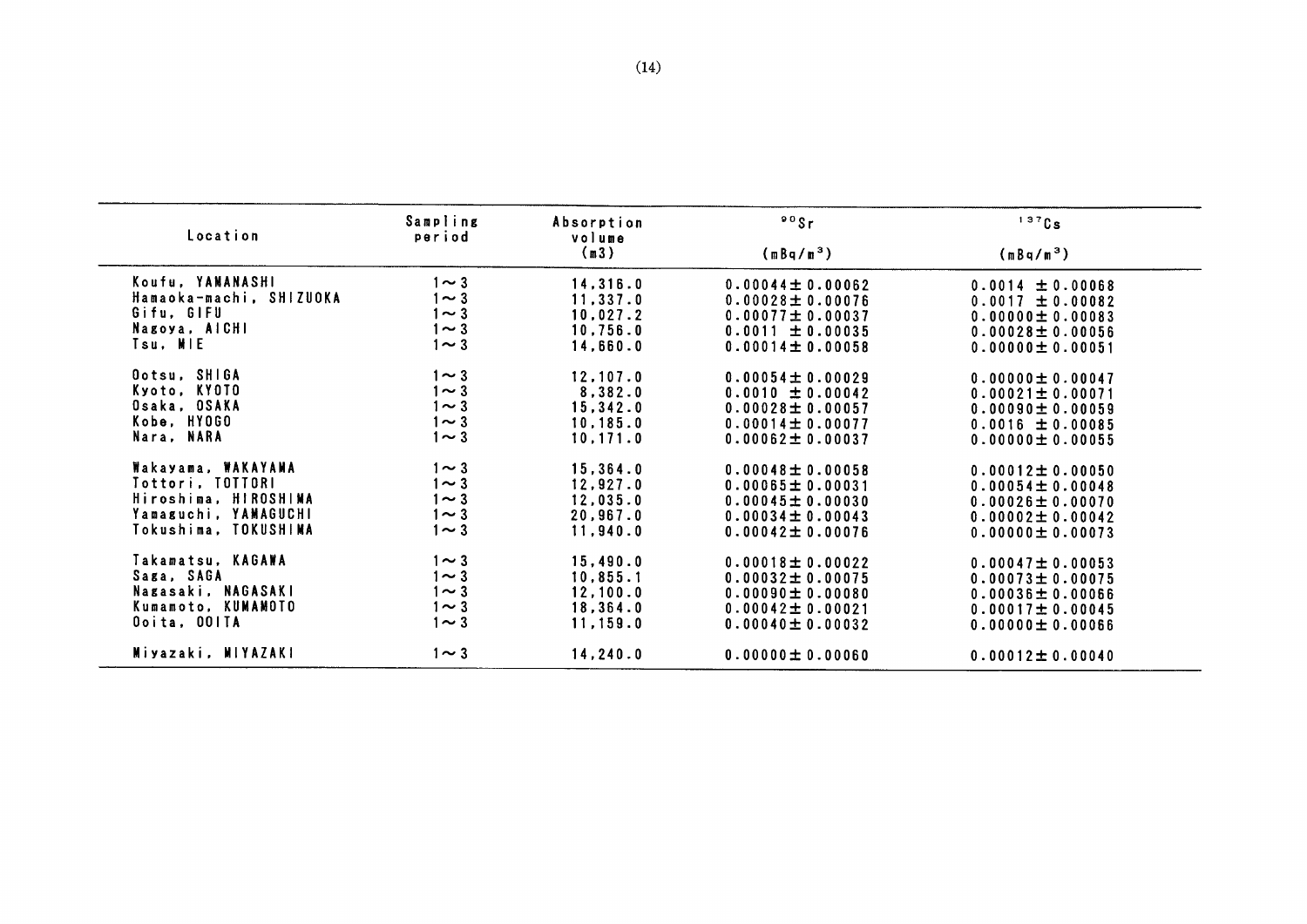| Location | Sampling period | Absorption volume (m3) | $^{90}Sr$ (mBq/m$^3$) | $^{137}Cs$ (mBq/m$^3$) |
|---|---|---|---|---|
| Koufu, YAMANASHI | 1～3 | 14,316.0 | 0.00044± 0.00062 | 0.0014 ± 0.00068 |
| Hamaoka-machi, SHIZUOKA | 1～3 | 11,337.0 | 0.00028± 0.00076 | 0.0017 ± 0.00082 |
| Gifu, GIFU | 1～3 | 10,027.2 | 0.00077± 0.00037 | 0.00000± 0.00083 |
| Nagoya, AICHI | 1～3 | 10,756.0 | 0.0011 ± 0.00035 | 0.00028± 0.00056 |
| Tsu, MIE | 1～3 | 14,660.0 | 0.00014± 0.00058 | 0.00000± 0.00051 |
| Ootsu, SHIGA | 1～3 | 12,107.0 | 0.00054± 0.00029 | 0.00000± 0.00047 |
| Kyoto, KYOTO | 1～3 | 8,382.0 | 0.0010 ± 0.00042 | 0.00021± 0.00071 |
| Osaka, OSAKA | 1～3 | 15,342.0 | 0.00028± 0.00057 | 0.00090± 0.00059 |
| Kobe, HYOGO | 1～3 | 10,185.0 | 0.00014± 0.00077 | 0.0016 ± 0.00085 |
| Nara, NARA | 1～3 | 10,171.0 | 0.00062± 0.00037 | 0.00000± 0.00055 |
| Wakayama, WAKAYAMA | 1～3 | 15,364.0 | 0.00048± 0.00058 | 0.00012± 0.00050 |
| Tottori, TOTTORI | 1～3 | 12,927.0 | 0.00065± 0.00031 | 0.00054± 0.00048 |
| Hiroshima, HIROSHIMA | 1～3 | 12,035.0 | 0.00045± 0.00030 | 0.00026± 0.00070 |
| Yamaguchi, YAMAGUCHI | 1～3 | 20,967.0 | 0.00034± 0.00043 | 0.00002± 0.00042 |
| Tokushima, TOKUSHIMA | 1～3 | 11,940.0 | 0.00042± 0.00076 | 0.00000± 0.00073 |
| Takamatsu, KAGAWA | 1～3 | 15,490.0 | 0.00018± 0.00022 | 0.00047± 0.00053 |
| Saga, SAGA | 1～3 | 10,855.1 | 0.00032± 0.00075 | 0.00073± 0.00075 |
| Nagasaki, NAGASAKI | 1～3 | 12,100.0 | 0.00090± 0.00080 | 0.00036± 0.00066 |
| Kumamoto, KUMAMOTO | 1～3 | 18,364.0 | 0.00042± 0.00021 | 0.00017± 0.00045 |
| Ooita, OOITA | 1～3 | 11,159.0 | 0.00040± 0.00032 | 0.00000± 0.00066 |
| Miyazaki, MIYAZAKI | 1～3 | 14,240.0 | 0.00000± 0.00060 | 0.00012± 0.00040 |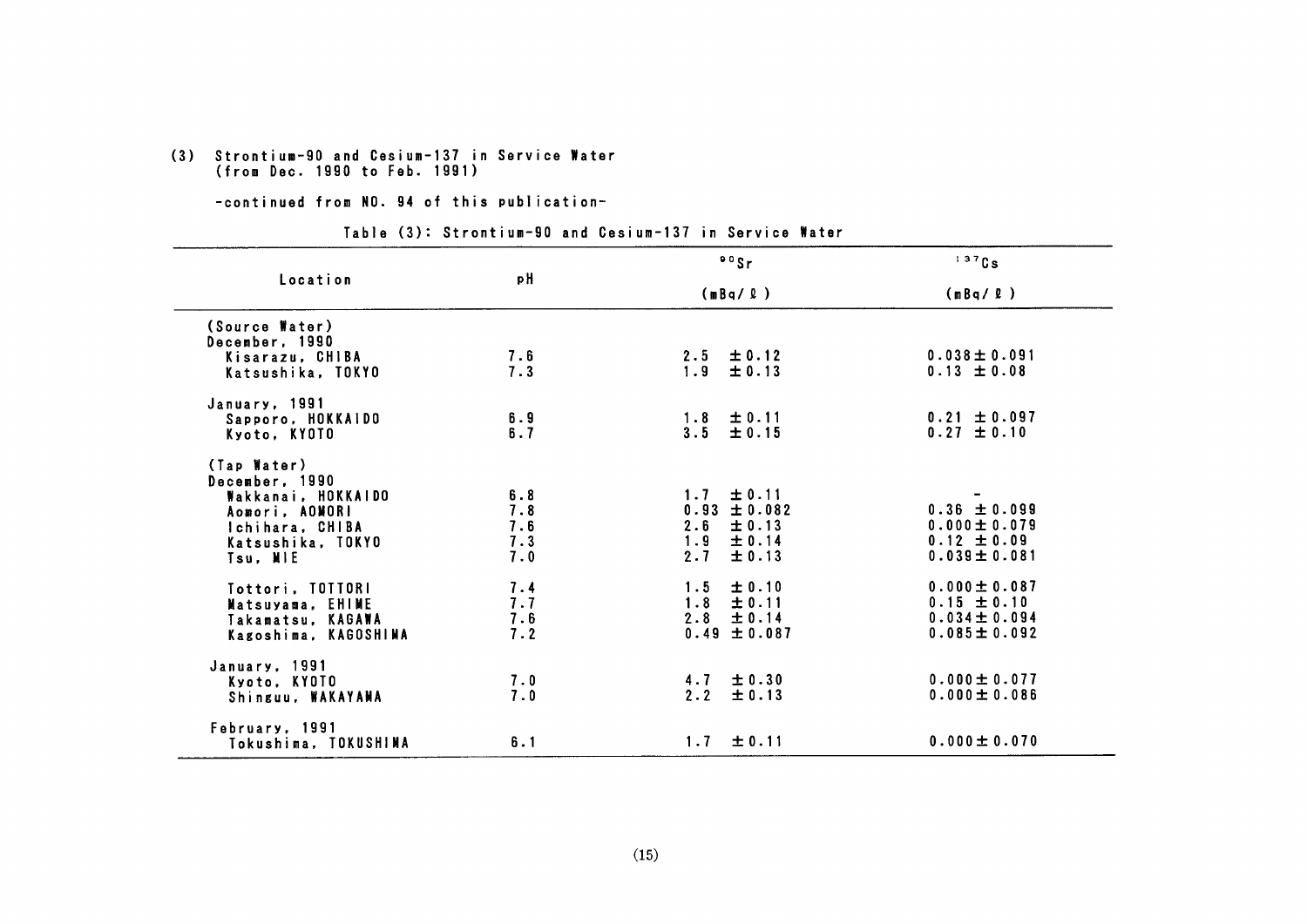(3) Strontium-90 and Cesium-137 in Service Water
(from Dec. 1990 to Feb. 1991)

-continued from NO. 94 of this publication-

Table (3): Strontium-90 and Cesium-137 in Service Water

| Location | pH | $^{90}Sr$ (mBq/ℓ) | $^{137}Cs$ (mBq/ℓ) |
|---|---|---|---|
| (Source Water) | | | |
| December, 1990 | | | |
| Kisarazu, CHIBA | 7.6 | 2.5 ±0.12 | 0.038±0.091 |
| Katsushika, TOKYO | 7.3 | 1.9 ±0.13 | 0.13 ±0.08 |
| January, 1991 | | | |
| Sapporo, HOKKAIDO | 6.9 | 1.8 ±0.11 | 0.21 ±0.097 |
| Kyoto, KYOTO | 6.7 | 3.5 ±0.15 | 0.27 ±0.10 |
| (Tap Water) | | | |
| December, 1990 | | | |
| Wakkanai, HOKKAIDO | 6.8 | 1.7 ±0.11 | - |
| Aomori, AOMORI | 7.8 | 0.93 ±0.082 | 0.36 ±0.099 |
| Ichihara, CHIBA | 7.6 | 2.6 ±0.13 | 0.000±0.079 |
| Katsushika, TOKYO | 7.3 | 1.9 ±0.14 | 0.12 ±0.09 |
| Tsu, MIE | 7.0 | 2.7 ±0.13 | 0.039±0.081 |
| Tottori, TOTTORI | 7.4 | 1.5 ±0.10 | 0.000±0.087 |
| Matsuyama, EHIME | 7.7 | 1.8 ±0.11 | 0.15 ±0.10 |
| Takamatsu, KAGAWA | 7.6 | 2.8 ±0.14 | 0.034±0.094 |
| Kagoshima, KAGOSHIMA | 7.2 | 0.49 ±0.087 | 0.085±0.092 |
| January, 1991 | | | |
| Kyoto, KYOTO | 7.0 | 4.7 ±0.30 | 0.000±0.077 |
| Shinguu, WAKAYAMA | 7.0 | 2.2 ±0.13 | 0.000±0.086 |
| February, 1991 | | | |
| Tokushima, TOKUSHIMA | 6.1 | 1.7 ±0.11 | 0.000±0.070 |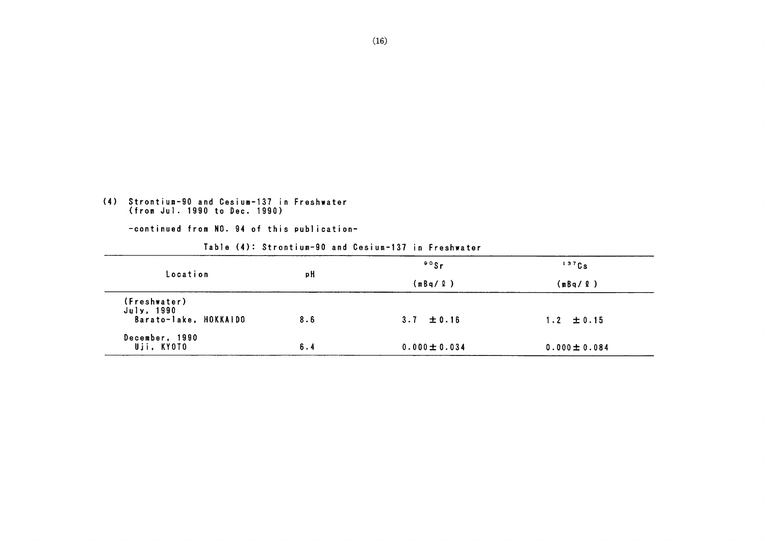## (4) Strontium-90 and Cesium-137 in Freshwater (from Jul. 1990 to Dec. 1990)

-continued from NO. 94 of this publication-

Table (4): Strontium-90 and Cesium-137 in Freshwater

| Location | pH | $^{90}Sr$ (mBq/ℓ) | $^{137}Cs$ (mBq/ℓ) |
|---|---|---|---|
| (Freshwater) | | | |
| July, 1990 | | | |
| Barato-lake, HOKKAIDO | 8.6 | 3.7 ± 0.16 | 1.2 ± 0.15 |
| December, 1990 | | | |
| Uji, KYOTO | 6.4 | 0.000 ± 0.034 | 0.000 ± 0.084 |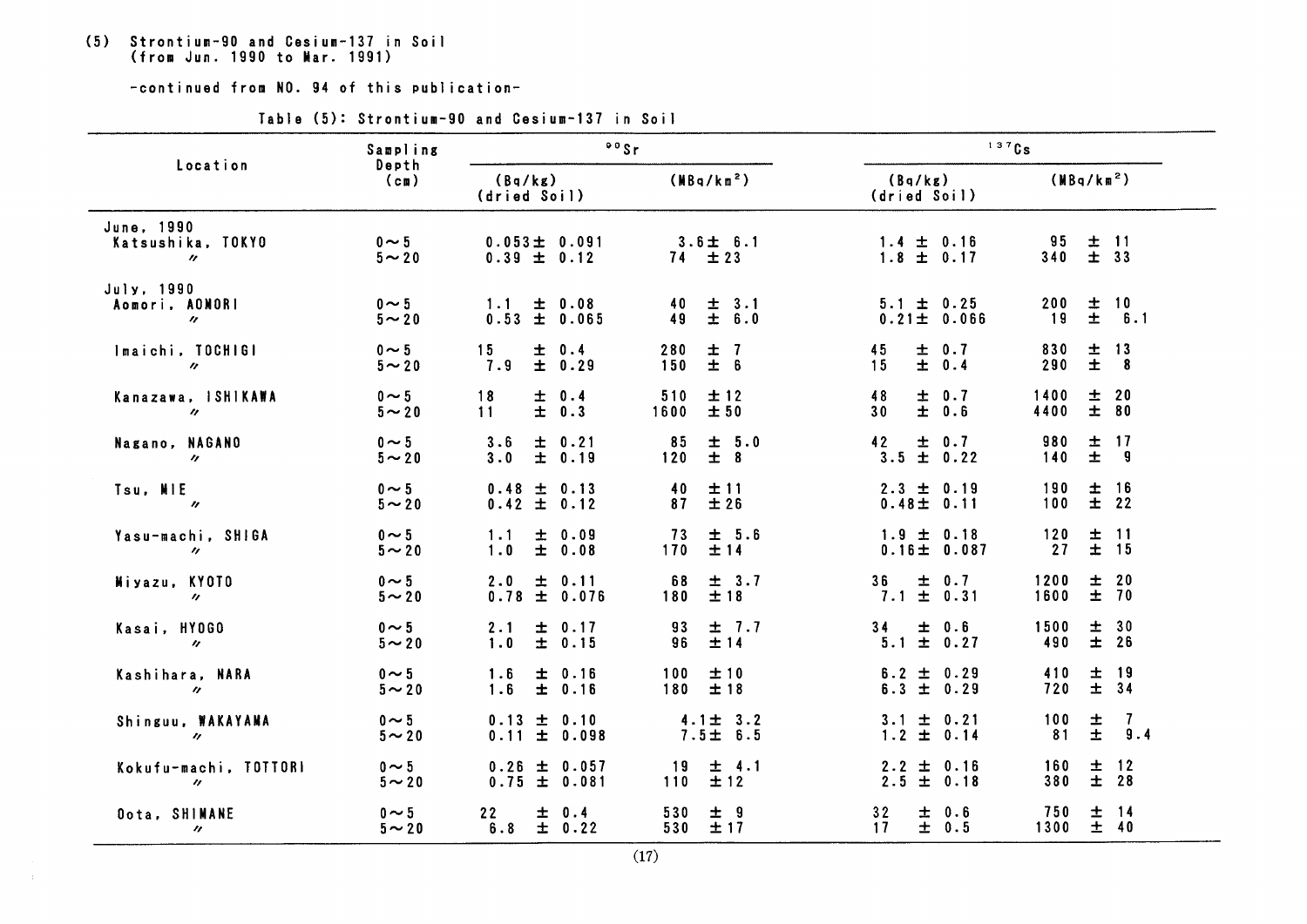(5) Strontium-90 and Cesium-137 in Soil
(from Jun. 1990 to Mar. 1991)

-continued from NO. 94 of this publication-

Table (5): Strontium-90 and Cesium-137 in Soil

| Location | Sampling Depth (cm) | $^{90}Sr$ | | $^{137}Cs$ | |
|---|---|---|---|---|---|
| | | (Bq/kg) (dried Soil) | ($MBq/km^2$) | (Bq/kg) (dried Soil) | ($MBq/km^2$) |
| June, 1990 | | | | | |
| Katsushika, TOKYO | 0～5 | 0.053± 0.091 | 3.6± 6.1 | 1.4 ± 0.16 | 95 ± 11 |
| 〃 | 5～20 | 0.39 ± 0.12 | 74 ± 23 | 1.8 ± 0.17 | 340 ± 33 |
| July, 1990 | | | | | |
| Aomori, AOMORI | 0～5 | 1.1 ± 0.08 | 40 ± 3.1 | 5.1 ± 0.25 | 200 ± 10 |
| 〃 | 5～20 | 0.53 ± 0.065 | 49 ± 6.0 | 0.21± 0.066 | 19 ± 6.1 |
| Imaichi, TOCHIGI | 0～5 | 15 ± 0.4 | 280 ± 7 | 45 ± 0.7 | 830 ± 13 |
| 〃 | 5～20 | 7.9 ± 0.29 | 150 ± 6 | 15 ± 0.4 | 290 ± 8 |
| Kanazawa, ISHIKAWA | 0～5 | 18 ± 0.4 | 510 ± 12 | 48 ± 0.7 | 1400 ± 20 |
| 〃 | 5～20 | 11 ± 0.3 | 1600 ± 50 | 30 ± 0.6 | 4400 ± 80 |
| Nagano, NAGANO | 0～5 | 3.6 ± 0.21 | 85 ± 5.0 | 42 ± 0.7 | 980 ± 17 |
| 〃 | 5～20 | 3.0 ± 0.19 | 120 ± 8 | 3.5 ± 0.22 | 140 ± 9 |
| Tsu, MIE | 0～5 | 0.48 ± 0.13 | 40 ± 11 | 2.3 ± 0.19 | 190 ± 16 |
| 〃 | 5～20 | 0.42 ± 0.12 | 87 ± 26 | 0.48± 0.11 | 100 ± 22 |
| Yasu-machi, SHIGA | 0～5 | 1.1 ± 0.09 | 73 ± 5.6 | 1.9 ± 0.18 | 120 ± 11 |
| 〃 | 5～20 | 1.0 ± 0.08 | 170 ± 14 | 0.16± 0.087 | 27 ± 15 |
| Miyazu, KYOTO | 0～5 | 2.0 ± 0.11 | 68 ± 3.7 | 36 ± 0.7 | 1200 ± 20 |
| 〃 | 5～20 | 0.78 ± 0.076 | 180 ± 18 | 7.1 ± 0.31 | 1600 ± 70 |
| Kasai, HYOGO | 0～5 | 2.1 ± 0.17 | 93 ± 7.7 | 34 ± 0.6 | 1500 ± 30 |
| 〃 | 5～20 | 1.0 ± 0.15 | 96 ± 14 | 5.1 ± 0.27 | 490 ± 26 |
| Kashihara, NARA | 0～5 | 1.6 ± 0.16 | 100 ± 10 | 6.2 ± 0.29 | 410 ± 19 |
| 〃 | 5～20 | 1.6 ± 0.16 | 180 ± 18 | 6.3 ± 0.29 | 720 ± 34 |
| Shinguu, WAKAYAMA | 0～5 | 0.13 ± 0.10 | 4.1± 3.2 | 3.1 ± 0.21 | 100 ± 7 |
| 〃 | 5～20 | 0.11 ± 0.098 | 7.5± 6.5 | 1.2 ± 0.14 | 81 ± 9.4 |
| Kokufu-machi, TOTTORI | 0～5 | 0.26 ± 0.057 | 19 ± 4.1 | 2.2 ± 0.16 | 160 ± 12 |
| 〃 | 5～20 | 0.75 ± 0.081 | 110 ± 12 | 2.5 ± 0.18 | 380 ± 28 |
| Oota, SHIMANE | 0～5 | 22 ± 0.4 | 530 ± 9 | 32 ± 0.6 | 750 ± 14 |
| 〃 | 5～20 | 6.8 ± 0.22 | 530 ± 17 | 17 ± 0.5 | 1300 ± 40 |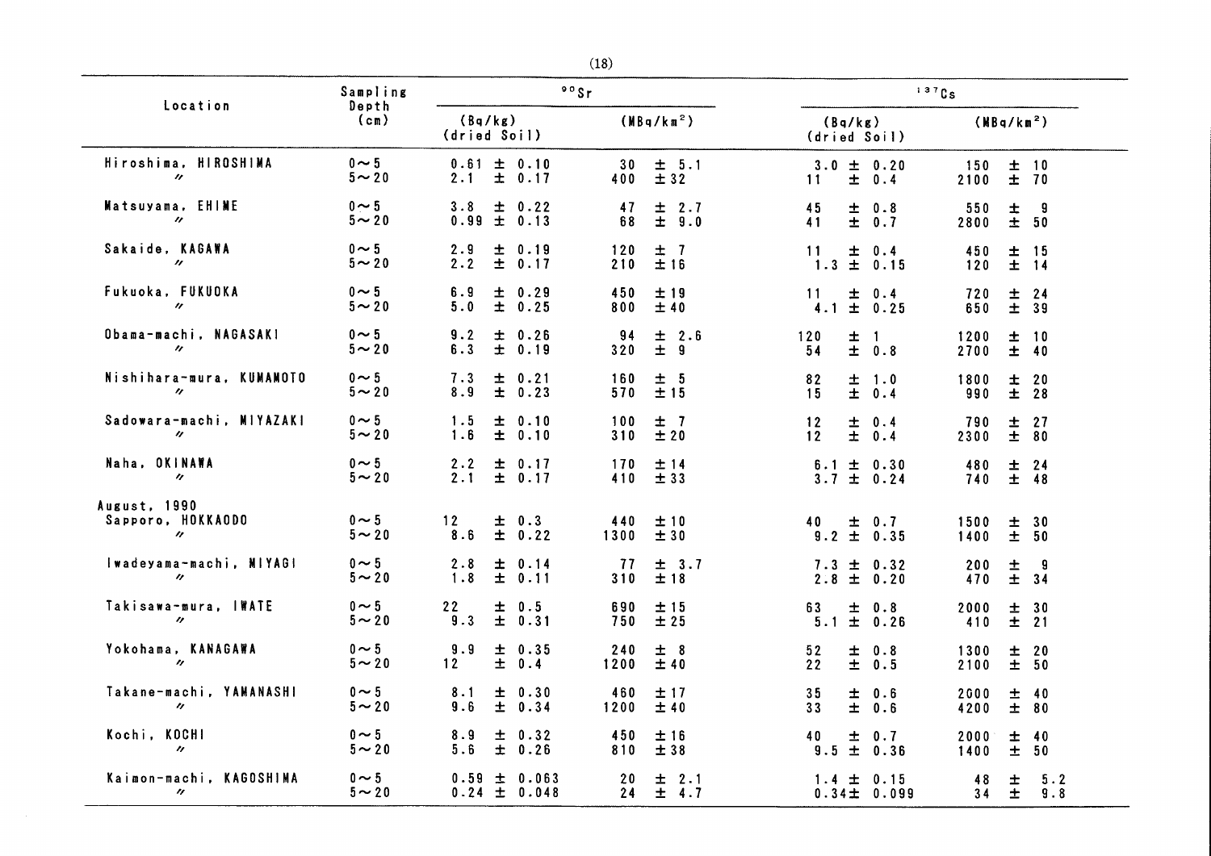| Location | Sampling Depth (cm) | $^{90}Sr$ | | $^{137}Cs$ | |
|---|---|---|---|---|---|
| | | (Bq/kg) (dried Soil) | (MBq/km$^2$) | (Bq/kg) (dried Soil) | (MBq/km$^2$) |
| Hiroshima, HIROSHIMA | 0～5 | 0.61 ± 0.10 | 30 ± 5.1 | 3.0 ± 0.20 | 150 ± 10 |
| 〃 | 5～20 | 2.1 ± 0.17 | 400 ± 32 | 11 ± 0.4 | 2100 ± 70 |
| Matsuyama, EHIME | 0～5 | 3.8 ± 0.22 | 47 ± 2.7 | 45 ± 0.8 | 550 ± 9 |
| 〃 | 5～20 | 0.99 ± 0.13 | 68 ± 9.0 | 41 ± 0.7 | 2800 ± 50 |
| Sakaide, KAGAWA | 0～5 | 2.9 ± 0.19 | 120 ± 7 | 11 ± 0.4 | 450 ± 15 |
| 〃 | 5～20 | 2.2 ± 0.17 | 210 ± 16 | 1.3 ± 0.15 | 120 ± 14 |
| Fukuoka, FUKUOKA | 0～5 | 6.9 ± 0.29 | 450 ± 19 | 11 ± 0.4 | 720 ± 24 |
| 〃 | 5～20 | 5.0 ± 0.25 | 800 ± 40 | 4.1 ± 0.25 | 650 ± 39 |
| Obama-machi, NAGASAKI | 0～5 | 9.2 ± 0.26 | 94 ± 2.6 | 120 ± 1 | 1200 ± 10 |
| 〃 | 5～20 | 6.3 ± 0.19 | 320 ± 9 | 54 ± 0.8 | 2700 ± 40 |
| Nishihara-mura, KUMAMOTO | 0～5 | 7.3 ± 0.21 | 160 ± 5 | 82 ± 1.0 | 1800 ± 20 |
| 〃 | 5～20 | 8.9 ± 0.23 | 570 ± 15 | 15 ± 0.4 | 990 ± 28 |
| Sadowara-machi, MIYAZAKI | 0～5 | 1.5 ± 0.10 | 100 ± 7 | 12 ± 0.4 | 790 ± 27 |
| 〃 | 5～20 | 1.6 ± 0.10 | 310 ± 20 | 12 ± 0.4 | 2300 ± 80 |
| Naha, OKINAWA | 0～5 | 2.2 ± 0.17 | 170 ± 14 | 6.1 ± 0.30 | 480 ± 24 |
| 〃 | 5～20 | 2.1 ± 0.17 | 410 ± 33 | 3.7 ± 0.24 | 740 ± 48 |
| August, 1990 | | | | | |
| Sapporo, HOKKAODO | 0～5 | 12 ± 0.3 | 440 ± 10 | 40 ± 0.7 | 1500 ± 30 |
| 〃 | 5～20 | 8.6 ± 0.22 | 1300 ± 30 | 9.2 ± 0.35 | 1400 ± 50 |
| Iwadeyama-machi, MIYAGI | 0～5 | 2.8 ± 0.14 | 77 ± 3.7 | 7.3 ± 0.32 | 200 ± 9 |
| 〃 | 5～20 | 1.8 ± 0.11 | 310 ± 18 | 2.8 ± 0.20 | 470 ± 34 |
| Takisawa-mura, IWATE | 0～5 | 22 ± 0.5 | 690 ± 15 | 63 ± 0.8 | 2000 ± 30 |
| 〃 | 5～20 | 9.3 ± 0.31 | 750 ± 25 | 5.1 ± 0.26 | 410 ± 21 |
| Yokohama, KANAGAWA | 0～5 | 9.9 ± 0.35 | 240 ± 8 | 52 ± 0.8 | 1300 ± 20 |
| 〃 | 5～20 | 12 ± 0.4 | 1200 ± 40 | 22 ± 0.5 | 2100 ± 50 |
| Takane-machi, YAMANASHI | 0～5 | 8.1 ± 0.30 | 460 ± 17 | 35 ± 0.6 | 2000 ± 40 |
| 〃 | 5～20 | 9.6 ± 0.34 | 1200 ± 40 | 33 ± 0.6 | 4200 ± 80 |
| Kochi, KOCHI | 0～5 | 8.9 ± 0.32 | 450 ± 16 | 40 ± 0.7 | 2000 ± 40 |
| 〃 | 5～20 | 5.6 ± 0.26 | 810 ± 38 | 9.5 ± 0.36 | 1400 ± 50 |
| Kaimon-machi, KAGOSHIMA | 0～5 | 0.59 ± 0.063 | 20 ± 2.1 | 1.4 ± 0.15 | 48 ± 5.2 |
| 〃 | 5～20 | 0.24 ± 0.048 | 24 ± 4.7 | 0.34 ± 0.099 | 34 ± 9.8 |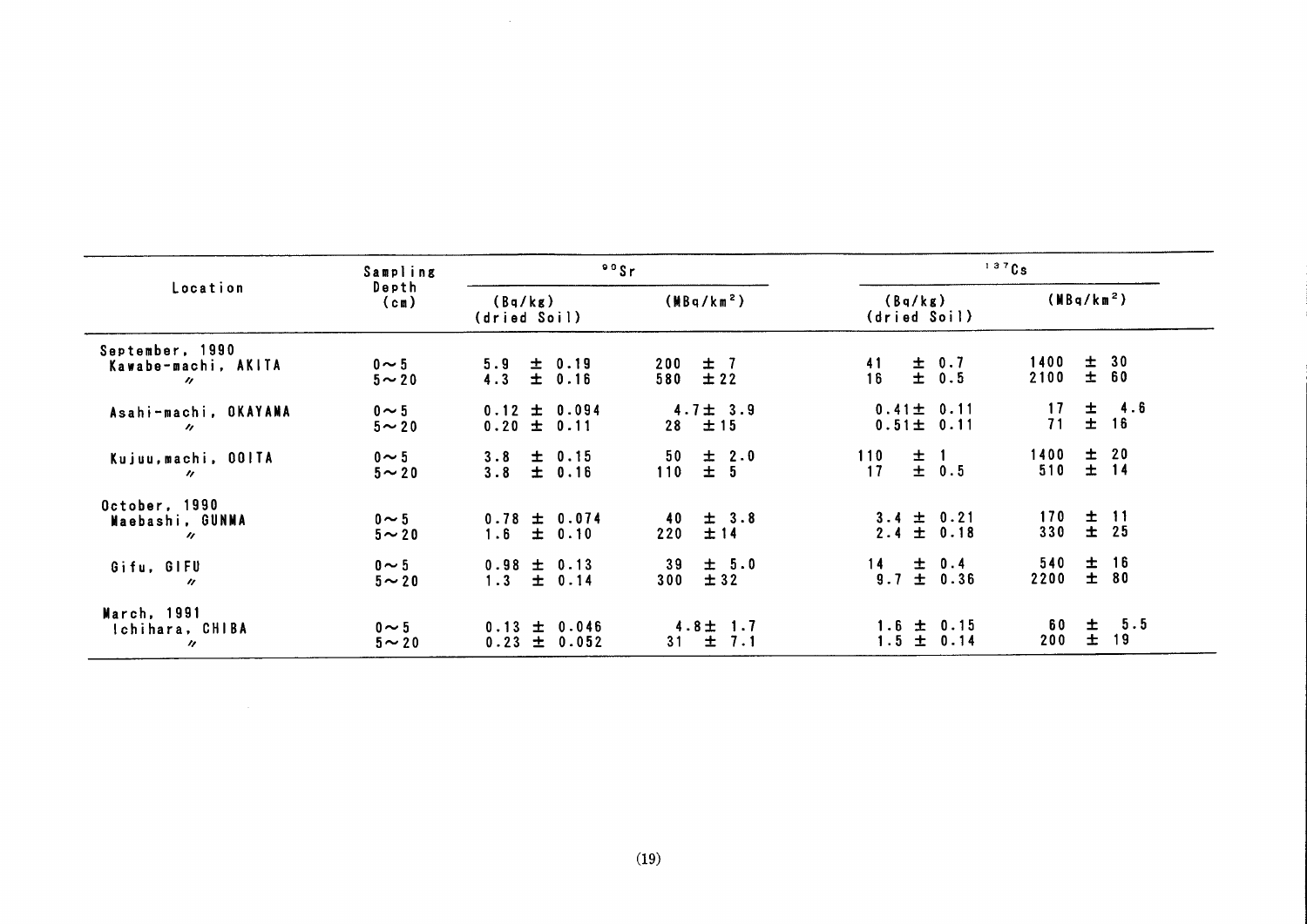| Location | Sampling Depth (cm) | $^{90}Sr$ | | $^{137}Cs$ | |
|---|---|---|---|---|---|
| | | (Bq/kg) (dried Soil) | (MBq/km$^2$) | (Bq/kg) (dried Soil) | (MBq/km$^2$) |
| September, 1990 | | | | | |
| Kawabe-machi, AKITA | 0～5 | 5.9 ± 0.19 | 200 ± 7 | 41 ± 0.7 | 1400 ± 30 |
| 〃 | 5～20 | 4.3 ± 0.16 | 580 ± 22 | 16 ± 0.5 | 2100 ± 60 |
| Asahi-machi, OKAYAMA | 0～5 | 0.12 ± 0.094 | 4.7 ± 3.9 | 0.41 ± 0.11 | 17 ± 4.6 |
| 〃 | 5～20 | 0.20 ± 0.11 | 28 ± 15 | 0.51 ± 0.11 | 71 ± 16 |
| Kujuu,machi, OOITA | 0～5 | 3.8 ± 0.15 | 50 ± 2.0 | 110 ± 1 | 1400 ± 20 |
| 〃 | 5～20 | 3.8 ± 0.16 | 110 ± 5 | 17 ± 0.5 | 510 ± 14 |
| October, 1990 | | | | | |
| Maebashi, GUNMA | 0～5 | 0.78 ± 0.074 | 40 ± 3.8 | 3.4 ± 0.21 | 170 ± 11 |
| 〃 | 5～20 | 1.6 ± 0.10 | 220 ± 14 | 2.4 ± 0.18 | 330 ± 25 |
| Gifu, GIFU | 0～5 | 0.98 ± 0.13 | 39 ± 5.0 | 14 ± 0.4 | 540 ± 16 |
| 〃 | 5～20 | 1.3 ± 0.14 | 300 ± 32 | 9.7 ± 0.36 | 2200 ± 80 |
| March, 1991 | | | | | |
| Ichihara, CHIBA | 0～5 | 0.13 ± 0.046 | 4.8 ± 1.7 | 1.6 ± 0.15 | 60 ± 5.5 |
| 〃 | 5～20 | 0.23 ± 0.052 | 31 ± 7.1 | 1.5 ± 0.14 | 200 ± 19 |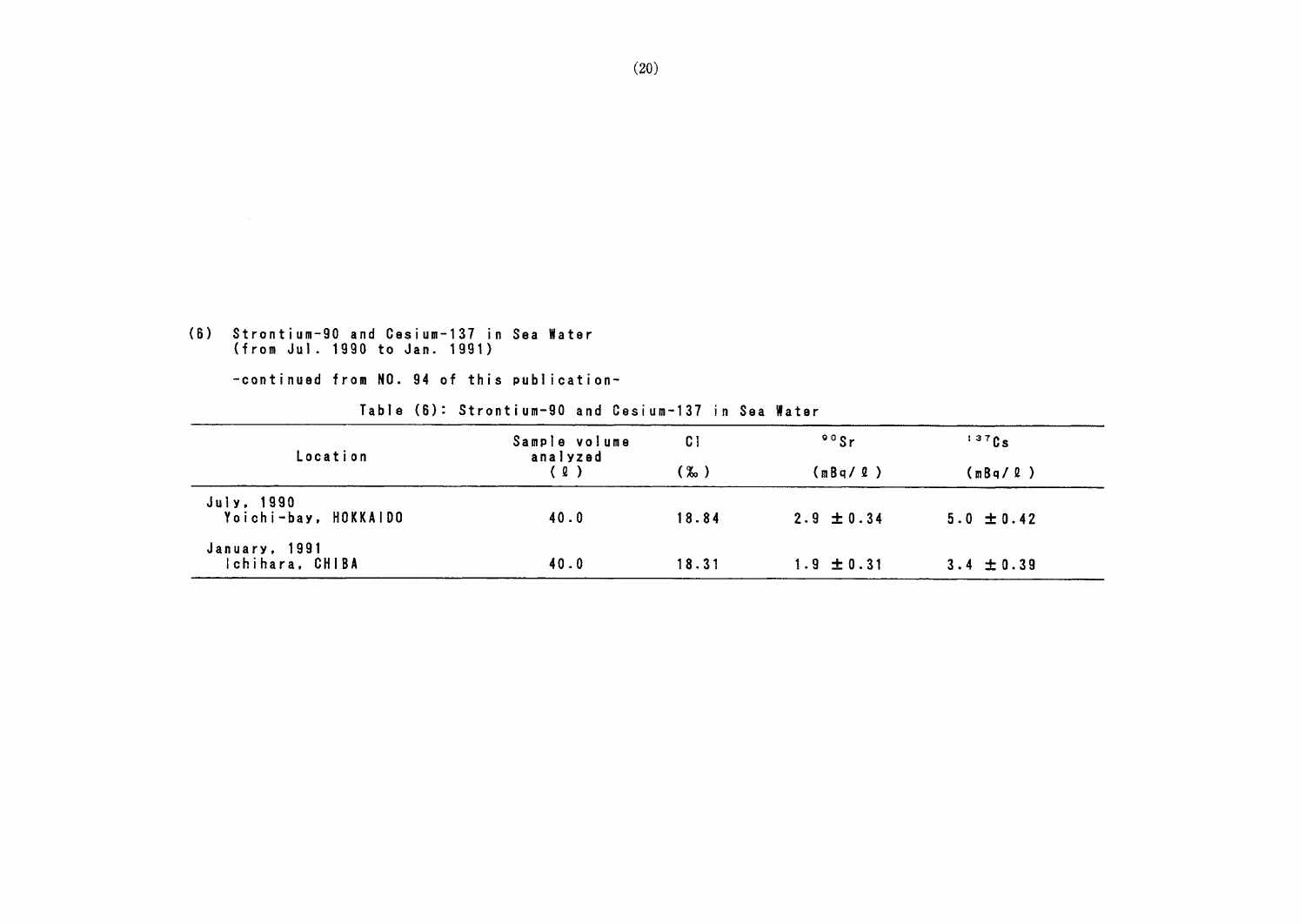(6) Strontium-90 and Cesium-137 in Sea Water
(from Jul. 1990 to Jan. 1991)

-continued from NO. 94 of this publication-

Table (6): Strontium-90 and Cesium-137 in Sea Water

| Location | Sample volume analyzed (ℓ) | Cl (‰) | $^{90}Sr$ (mBq/ℓ) | $^{137}Cs$ (mBq/ℓ) |
|---|---|---|---|---|
| July, 1990<br>Yoichi-bay, HOKKAIDO | 40.0 | 18.84 | 2.9 ±0.34 | 5.0 ±0.42 |
| January, 1991<br>Ichihara, CHIBA | 40.0 | 18.31 | 1.9 ±0.31 | 3.4 ±0.39 |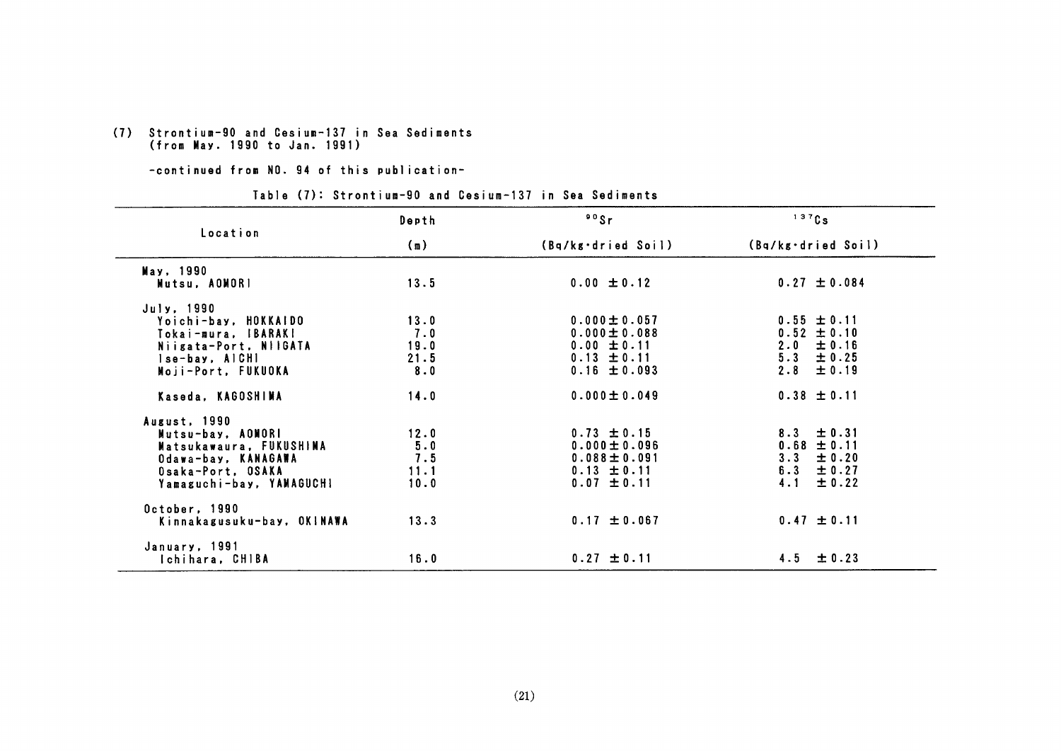(7) Strontium-90 and Cesium-137 in Sea Sediments
(from May. 1990 to Jan. 1991)

-continued from NO. 94 of this publication-

Table (7): Strontium-90 and Cesium-137 in Sea Sediments

| Location | Depth (m) | $^{90}Sr$ (Bq/kg·dried Soil) | $^{137}Cs$ (Bq/kg·dried Soil) |
|---|---|---|---|
| May, 1990 | | | |
| Mutsu, AOMORI | 13.5 | 0.00 ±0.12 | 0.27 ±0.084 |
| July, 1990 | | | |
| Yoichi-bay, HOKKAIDO | 13.0 | 0.000±0.057 | 0.55 ±0.11 |
| Tokai-mura, IBARAKI | 7.0 | 0.000±0.088 | 0.52 ±0.10 |
| Niigata-Port, NIIGATA | 19.0 | 0.00 ±0.11 | 2.0 ±0.16 |
| Ise-bay, AICHI | 21.5 | 0.13 ±0.11 | 5.3 ±0.25 |
| Moji-Port, FUKUOKA | 8.0 | 0.16 ±0.093 | 2.8 ±0.19 |
| Kaseda, KAGOSHIMA | 14.0 | 0.000±0.049 | 0.38 ±0.11 |
| August, 1990 | | | |
| Mutsu-bay, AOMORI | 12.0 | 0.73 ±0.15 | 8.3 ±0.31 |
| Matsukawaura, FUKUSHIMA | 5.0 | 0.000±0.096 | 0.68 ±0.11 |
| Odawa-bay, KANAGAWA | 7.5 | 0.088±0.091 | 3.3 ±0.20 |
| Osaka-Port, OSAKA | 11.1 | 0.13 ±0.11 | 6.3 ±0.27 |
| Yamaguchi-bay, YAMAGUCHI | 10.0 | 0.07 ±0.11 | 4.1 ±0.22 |
| October, 1990 | | | |
| Kinnakagusuku-bay, OKINAWA | 13.3 | 0.17 ±0.067 | 0.47 ±0.11 |
| January, 1991 | | | |
| Ichihara, CHIBA | 16.0 | 0.27 ±0.11 | 4.5 ±0.23 |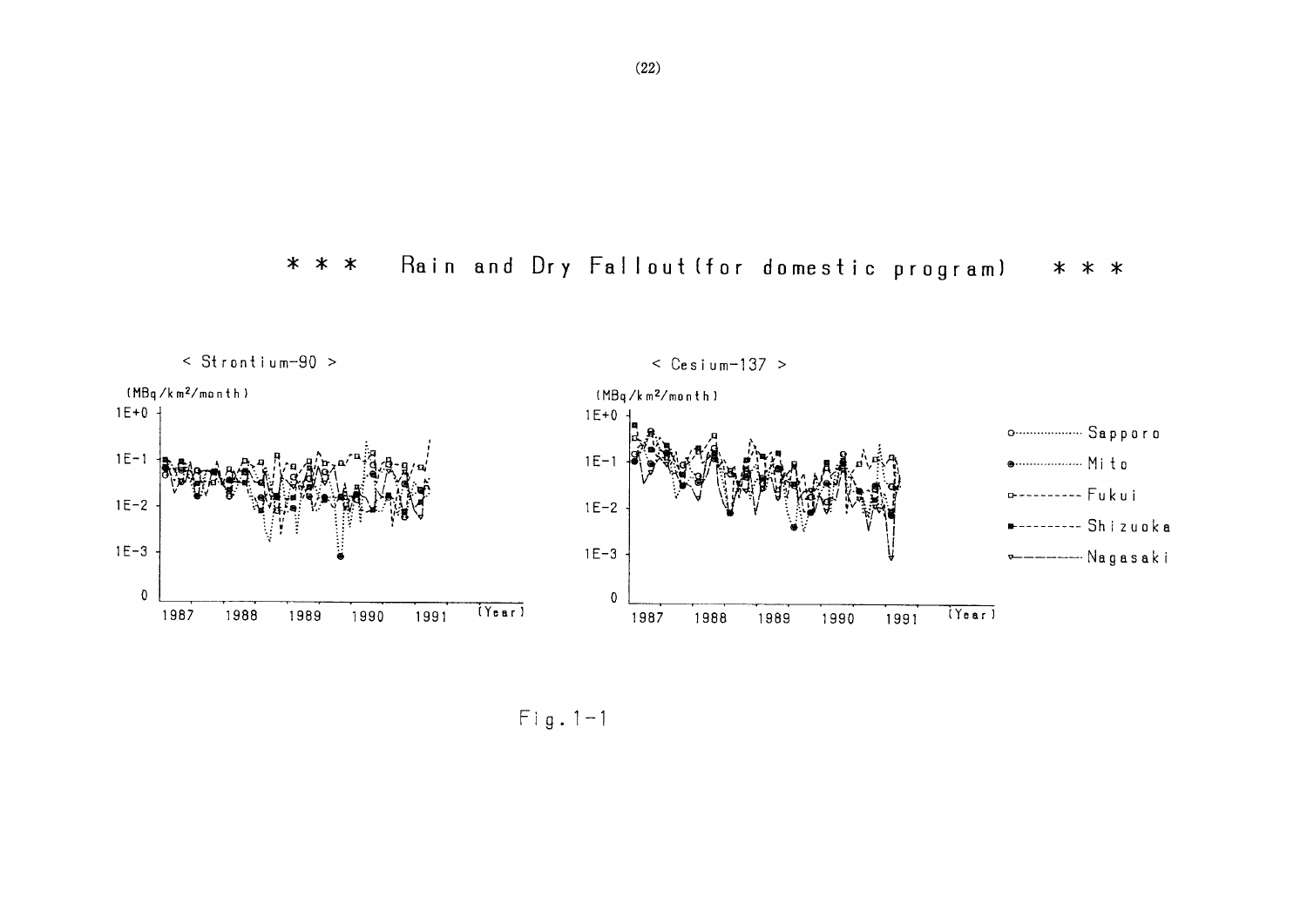# * * * Rain and Dry Fallout (for domestic program) * * *

< Strontium-90 >

(MBq/km²/month)

< Cesium-137 >

(MBq/km²/month)

Sapporo
Mito
Fukui
Shizuoka
Nagasaki

Fig. 1-1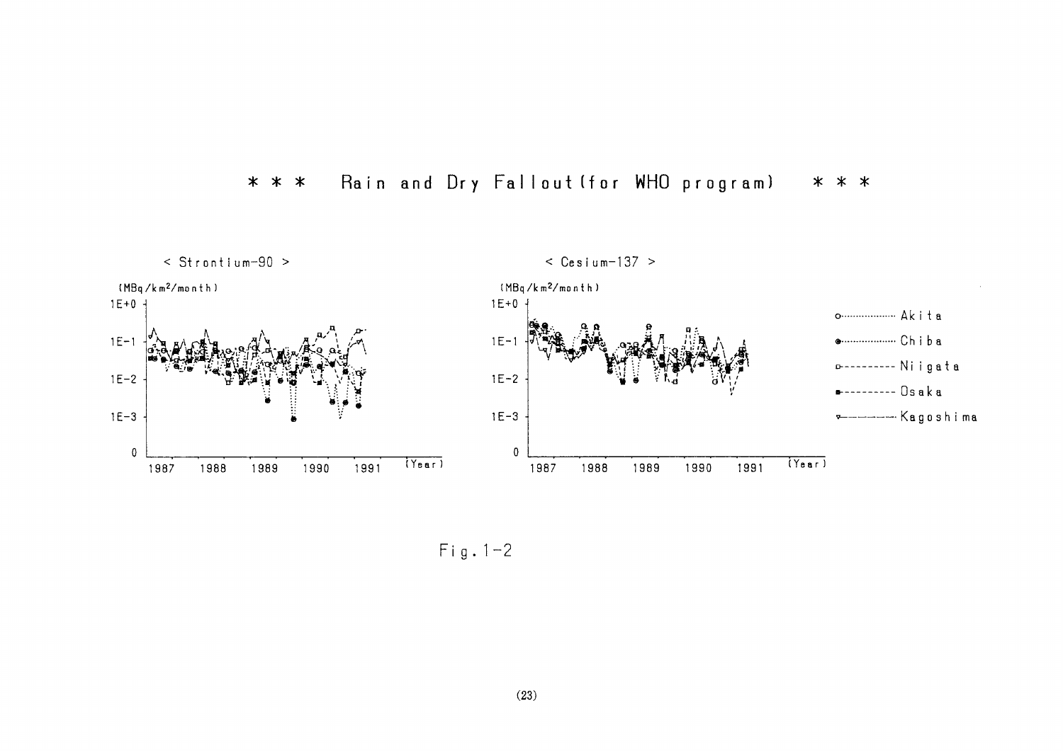## * * * Rain and Dry Fallout (for WHO program) * * *

< Strontium-90 >

(MBq/km²/month)

1E+0

1E-1

1E-2

1E-3

0

1987 1988 1989 1990 1991 (Year)

< Cesium-137 >

(MBq/km²/month)

1E+0

1E-1

1E-2

1E-3

0

1987 1988 1989 1990 1991 (Year)

Akita

Chiba

Niigata

Osaka

Kagoshima

Fig. 1-2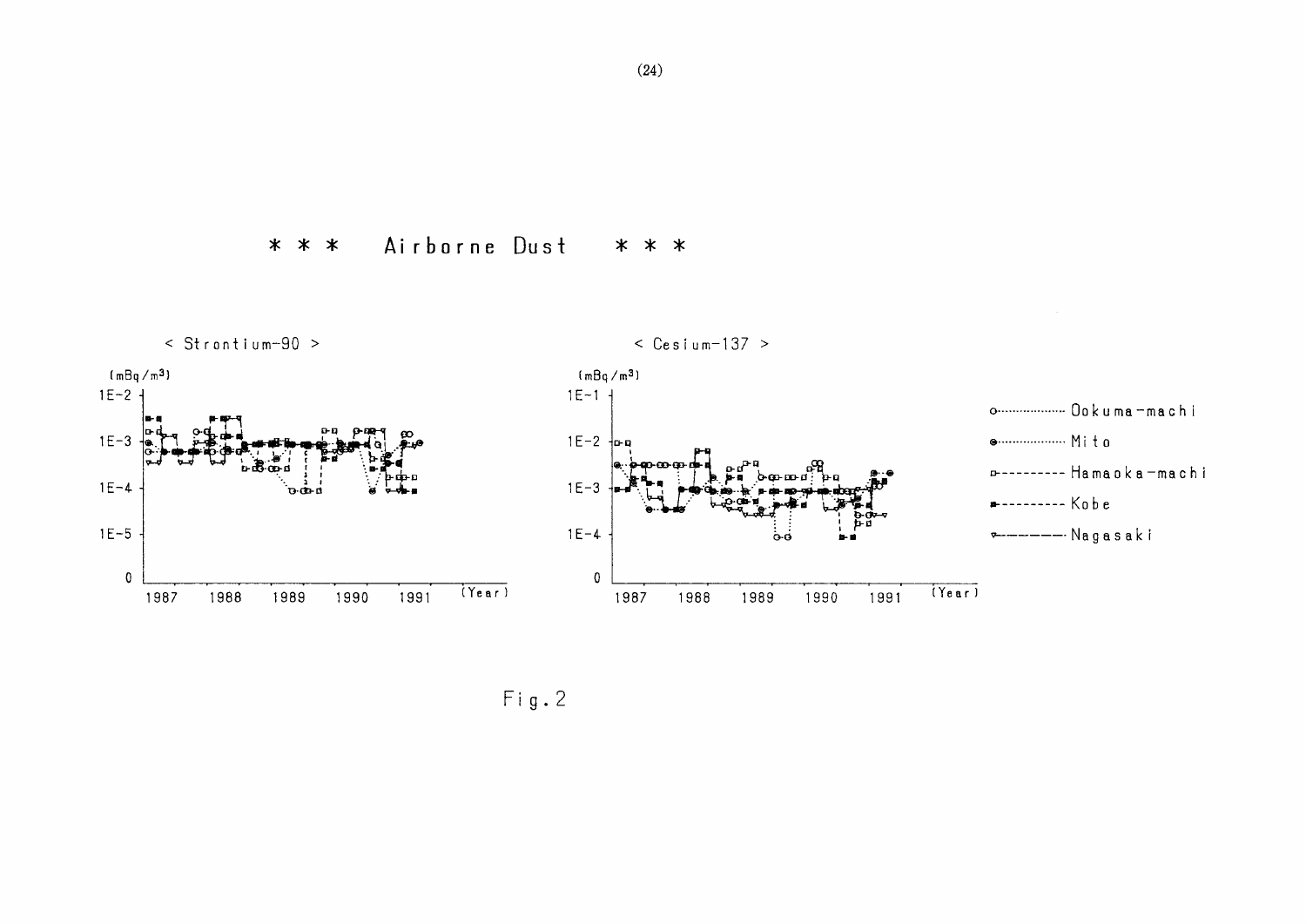# * * * Airborne Dust * * *

< Strontium-90 >

(mBq/m³)

1E-2, 1E-3, 1E-4, 1E-5, 0

1987 1988 1989 1990 1991 (Year)

< Cesium-137 >

(mBq/m³)

1E-1, 1E-2, 1E-3, 1E-4, 0

1987 1988 1989 1990 1991 (Year)

Ookuma-machi
Mito
Hamaoka-machi
Kobe
Nagasaki

Fig.2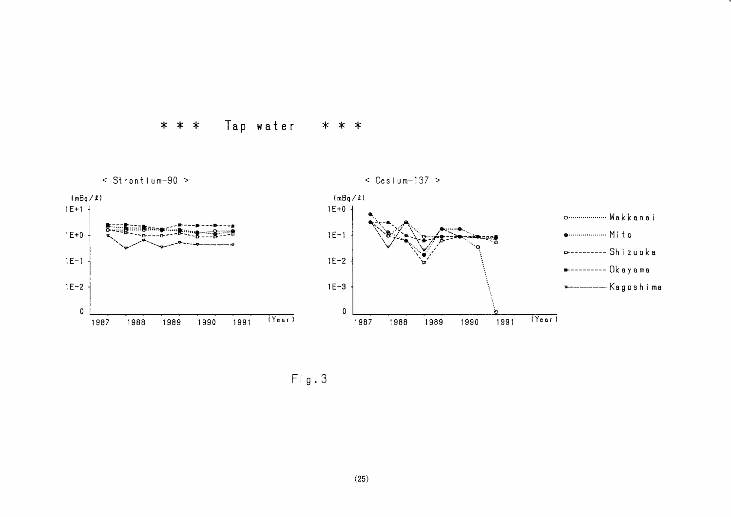\* \* \* Tap water \* \* \*

< Strontium-90 >

(mBq/ℓ)

1E+1

1E+0

1E-1

1E-2

0

1987 1988 1989 1990 1991 (Year)

< Cesium-137 >

(mBq/ℓ)

1E+0

1E-1

1E-2

1E-3

0

1987 1988 1989 1990 1991 (Year)

Wakkanai

Mito

Shizuoka

Okayama

Kagoshima

Fig.3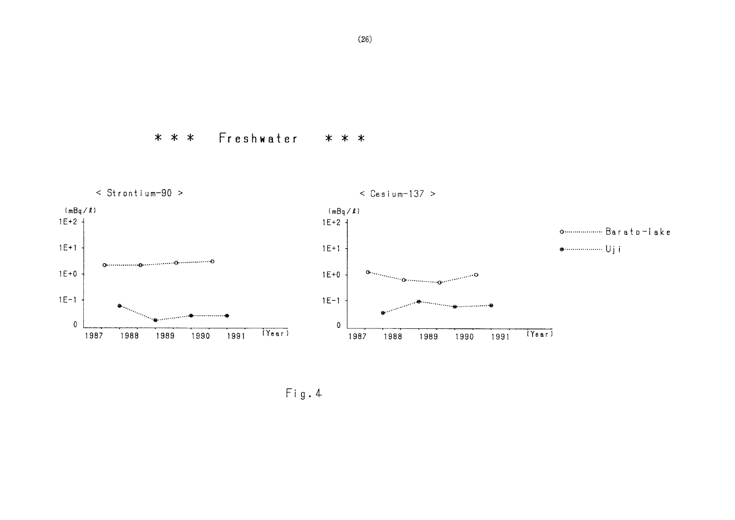# ＊＊＊ Freshwater ＊＊＊

< Strontium-90 >

(mBq/ℓ)

1E+2
1E+1
1E+0
1E-1
0

1987 1988 1989 1990 1991 (Year)

< Cesium-137 >

(mBq/ℓ)

1E+2
1E+1
1E+0
1E-1
0

1987 1988 1989 1990 1991 (Year)

○ Barato-lake
● Uji

Fig.4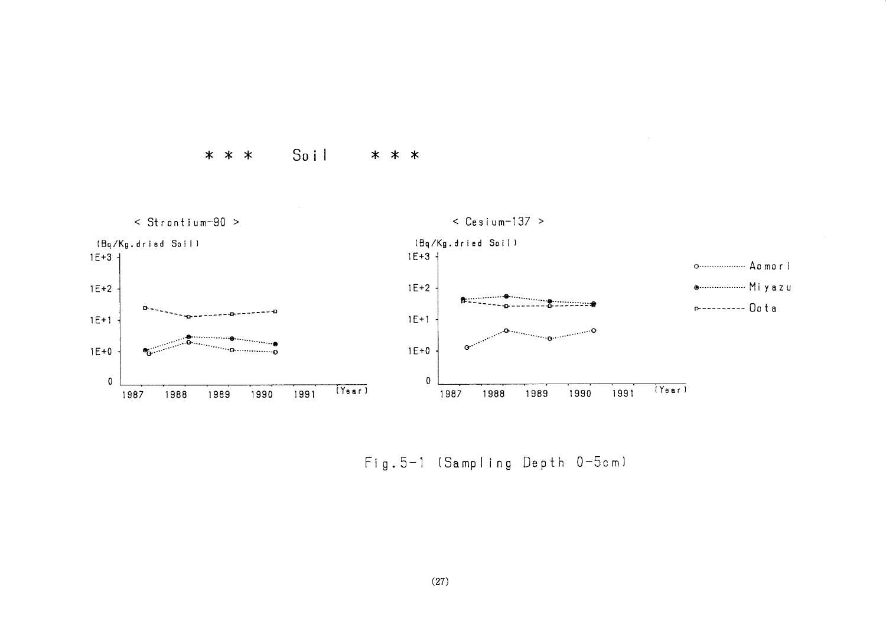# \* \* \* Soil \* \* \*

< Strontium-90 >

(Bq/Kg.dried Soil)

1E+3

1E+2

1E+1

1E+0

0

1987 1988 1989 1990 1991 (Year)

< Cesium-137 >

(Bq/Kg.dried Soil)

1E+3

1E+2

1E+1

1E+0

0

1987 1988 1989 1990 1991 (Year)

o·········· Aomori

●·········· Miyazu

□- - - - - Oota

Fig.5-1 (Sampling Depth 0-5cm)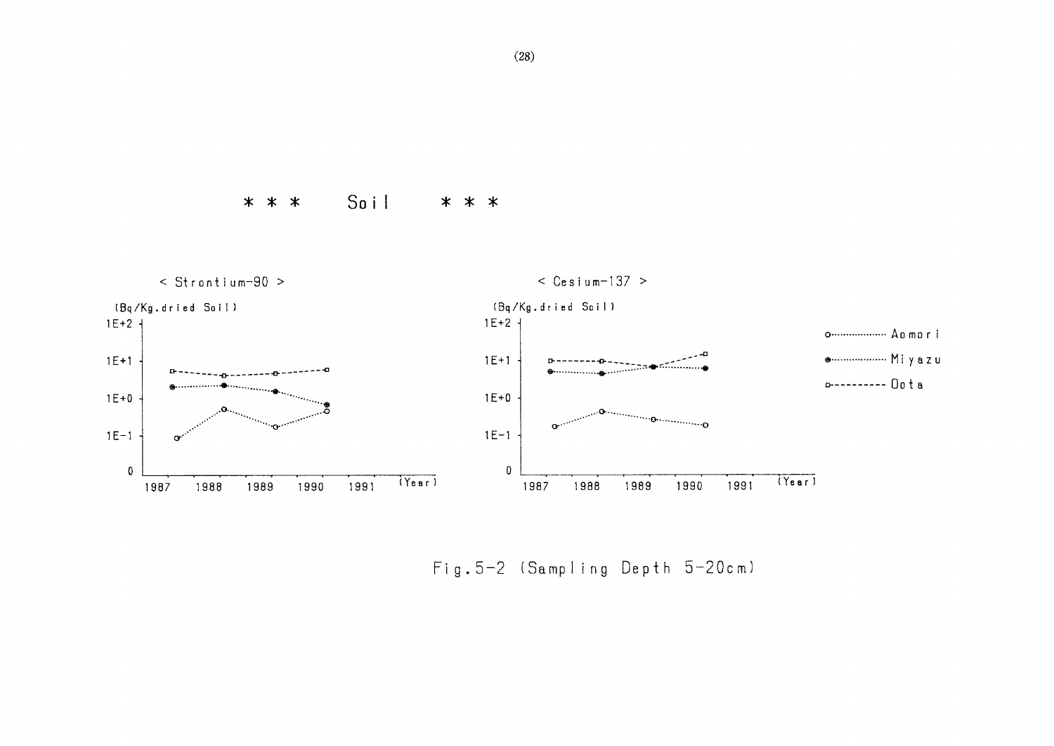\*\*\* Soil \*\*\*

< Strontium-90 >

(Bq/Kg.dried Soil)

< Cesium-137 >

(Bq/Kg.dried Soil)

Aomori

Miyazu

Oota

Fig.5-2 (Sampling Depth 5-20cm)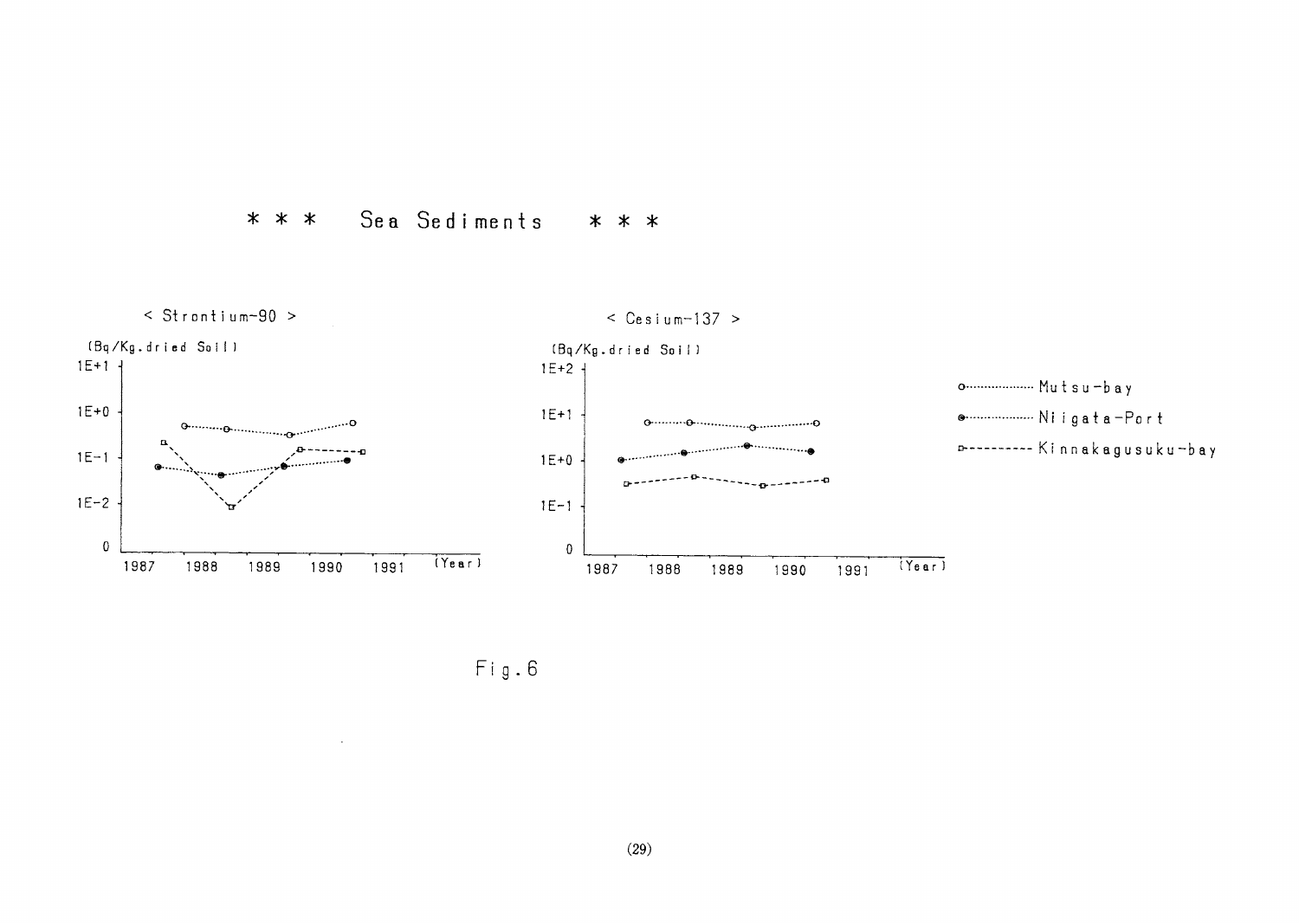\* \* \* Sea Sediments \* \* \*

< Strontium-90 >

(Bq/Kg.dried Soil)

1E+1

1E+0

1E-1

1E-2

0

1987 1988 1989 1990 1991 (Year)

< Cesium-137 >

(Bq/Kg.dried Soil)

1E+2

1E+1

1E+0

1E-1

0

1987 1988 1989 1990 1991 (Year)

Mutsu-bay

Niigata-Port

Kinnakagusuku-bay

Fig.6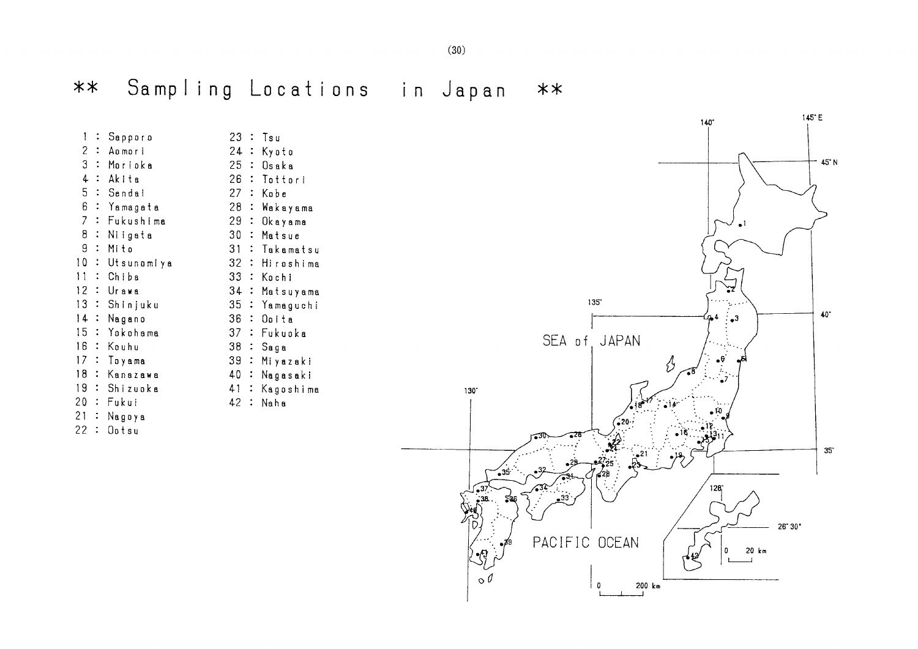# ** Sampling Locations in Japan **

1 : Sapporo
2 : Aomori
3 : Morioka
4 : Akita
5 : Sendai
6 : Yamagata
7 : Fukushima
8 : Niigata
9 : Mito
10 : Utsunomiya
11 : Chiba
12 : Urawa
13 : Shinjuku
14 : Nagano
15 : Yokohama
16 : Kouhu
17 : Toyama
18 : Kanazawa
19 : Shizuoka
20 : Fukui
21 : Nagoya
22 : Ootsu
23 : Tsu
24 : Kyoto
25 : Osaka
26 : Tottori
27 : Kobe
28 : Wakayama
29 : Okayama
30 : Matsue
31 : Takamatsu
32 : Hiroshima
33 : Kochi
34 : Matsuyama
35 : Yamaguchi
36 : Ooita
37 : Fukuoka
38 : Saga
39 : Miyazaki
40 : Nagasaki
41 : Kagoshima
42 : Naha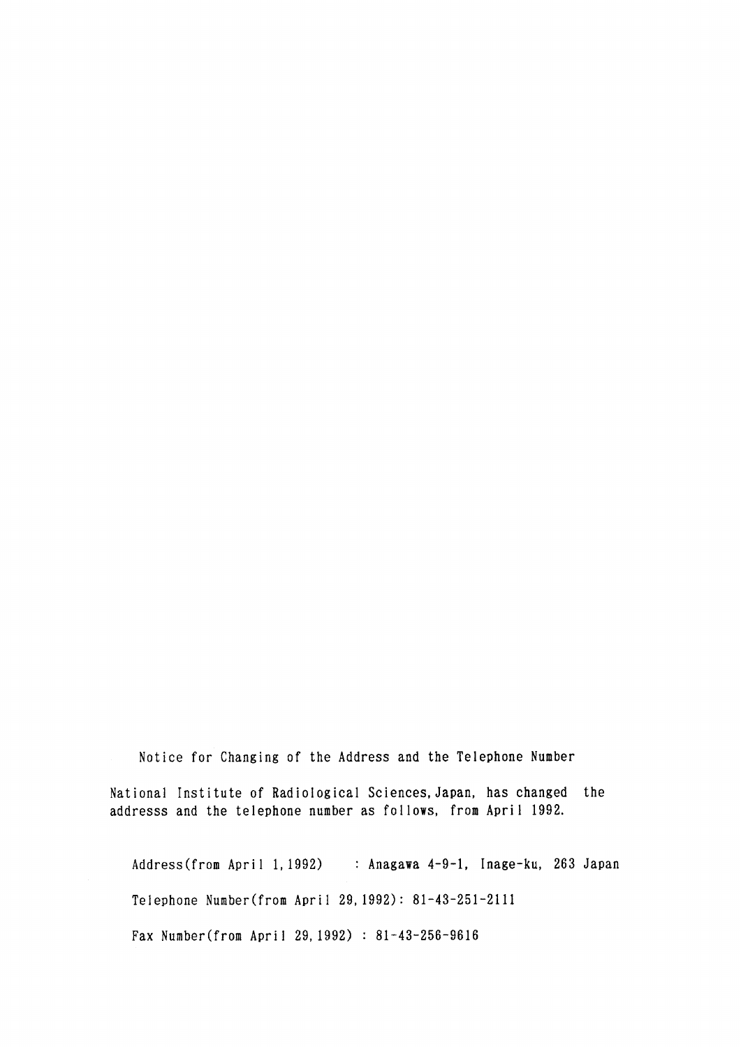Notice for Changing of the Address and the Telephone Number

National Institute of Radiological Sciences, Japan, has changed the addresss and the telephone number as follows, from April 1992.

Address(from April 1, 1992) : Anagawa 4-9-1, Inage-ku, 263 Japan

Telephone Number(from April 29, 1992): 81-43-251-2111

Fax Number(from April 29, 1992) : 81-43-256-9616